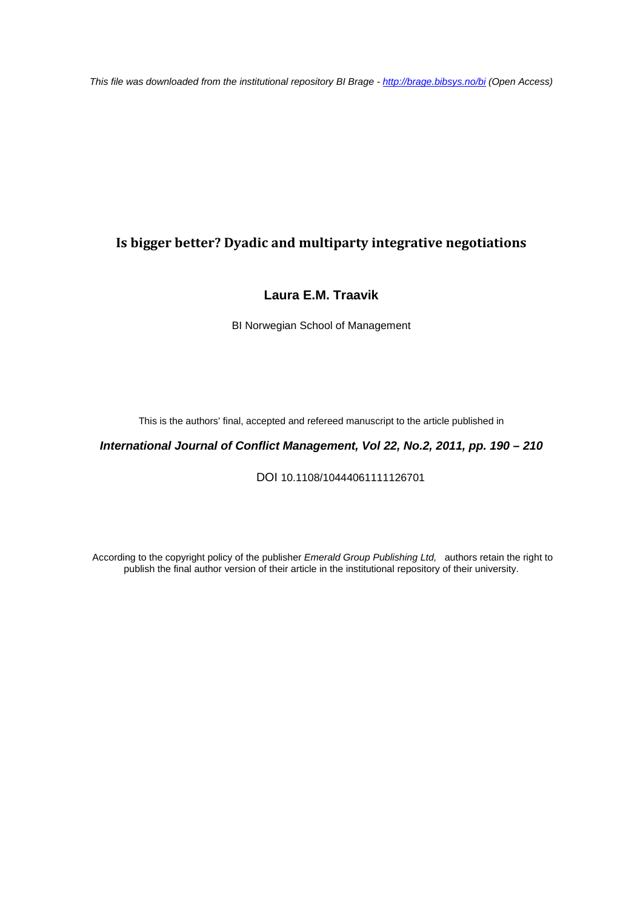*This file was downloaded from the institutional repository BI Brage - http://brage.bibsys.no/bi (Open Access)*

# Is bigger better? Dyadic and multiparty integrative negotiations

**Laura E.M. Traavik**

BI Norwegian School of Management

This is the authors' final, accepted and refereed manuscript to the article published in

***International Journal of Conflict Management, Vol 22, No.2, 2011, pp. 190 – 210***

DOI 10.1108/10444061111126701

According to the copyright policy of the publisher *Emerald Group Publishing Ltd,* authors retain the right to publish the final author version of their article in the institutional repository of their university.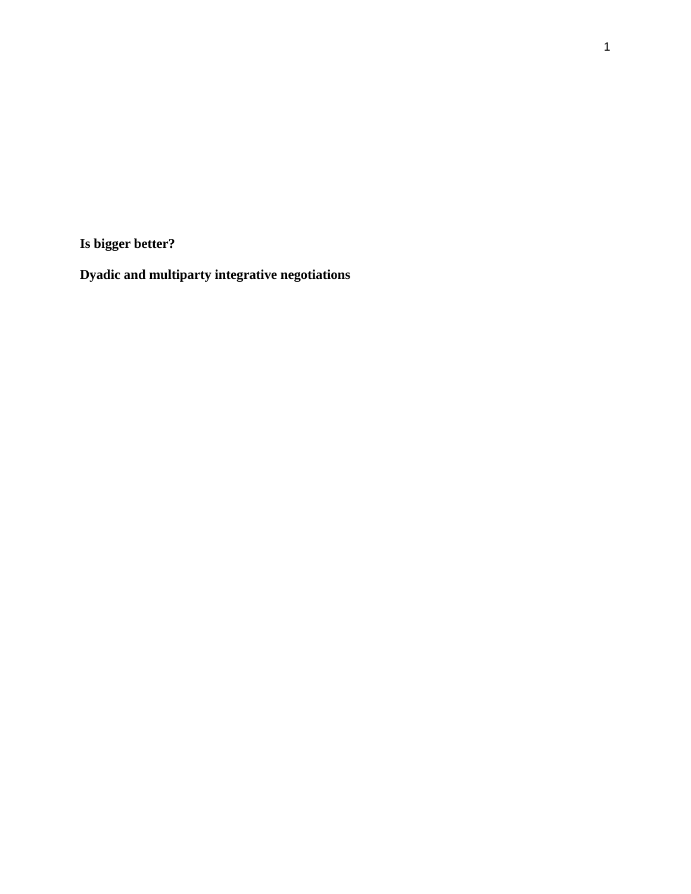**Is bigger better?**

**Dyadic and multiparty integrative negotiations**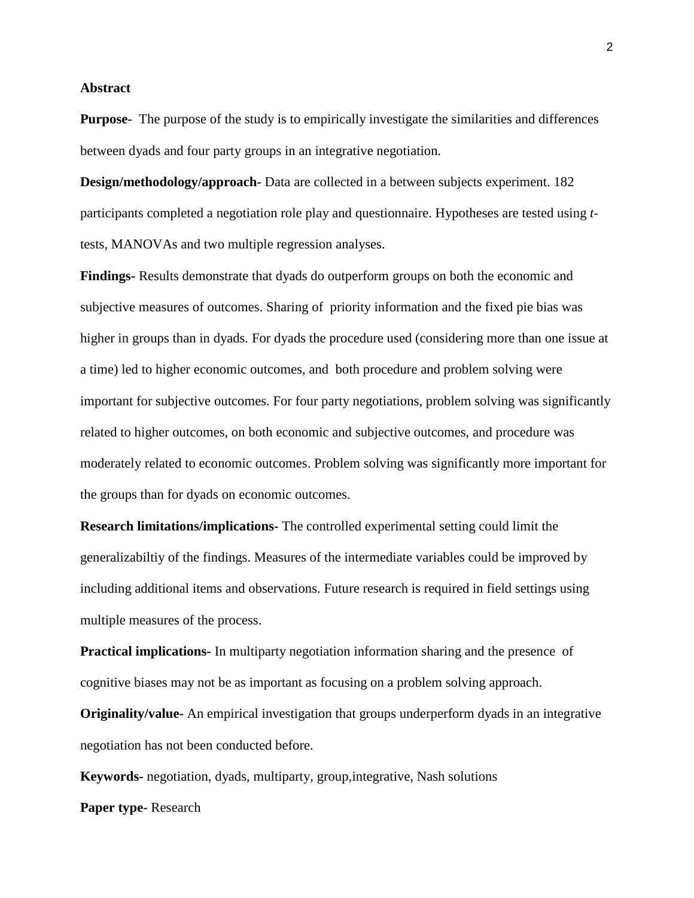## Abstract

**Purpose-** The purpose of the study is to empirically investigate the similarities and differences between dyads and four party groups in an integrative negotiation.

**Design/methodology/approach-** Data are collected in a between subjects experiment. 182 participants completed a negotiation role play and questionnaire. Hypotheses are tested using *t*-tests, MANOVAs and two multiple regression analyses.

**Findings-** Results demonstrate that dyads do outperform groups on both the economic and subjective measures of outcomes. Sharing of priority information and the fixed pie bias was higher in groups than in dyads. For dyads the procedure used (considering more than one issue at a time) led to higher economic outcomes, and both procedure and problem solving were important for subjective outcomes. For four party negotiations, problem solving was significantly related to higher outcomes, on both economic and subjective outcomes, and procedure was moderately related to economic outcomes. Problem solving was significantly more important for the groups than for dyads on economic outcomes.

**Research limitations/implications-** The controlled experimental setting could limit the generalizabiltiy of the findings. Measures of the intermediate variables could be improved by including additional items and observations. Future research is required in field settings using multiple measures of the process.

**Practical implications-** In multiparty negotiation information sharing and the presence of cognitive biases may not be as important as focusing on a problem solving approach.

**Originality/value-** An empirical investigation that groups underperform dyads in an integrative negotiation has not been conducted before.

**Keywords-** negotiation, dyads, multiparty, group,integrative, Nash solutions

**Paper type-** Research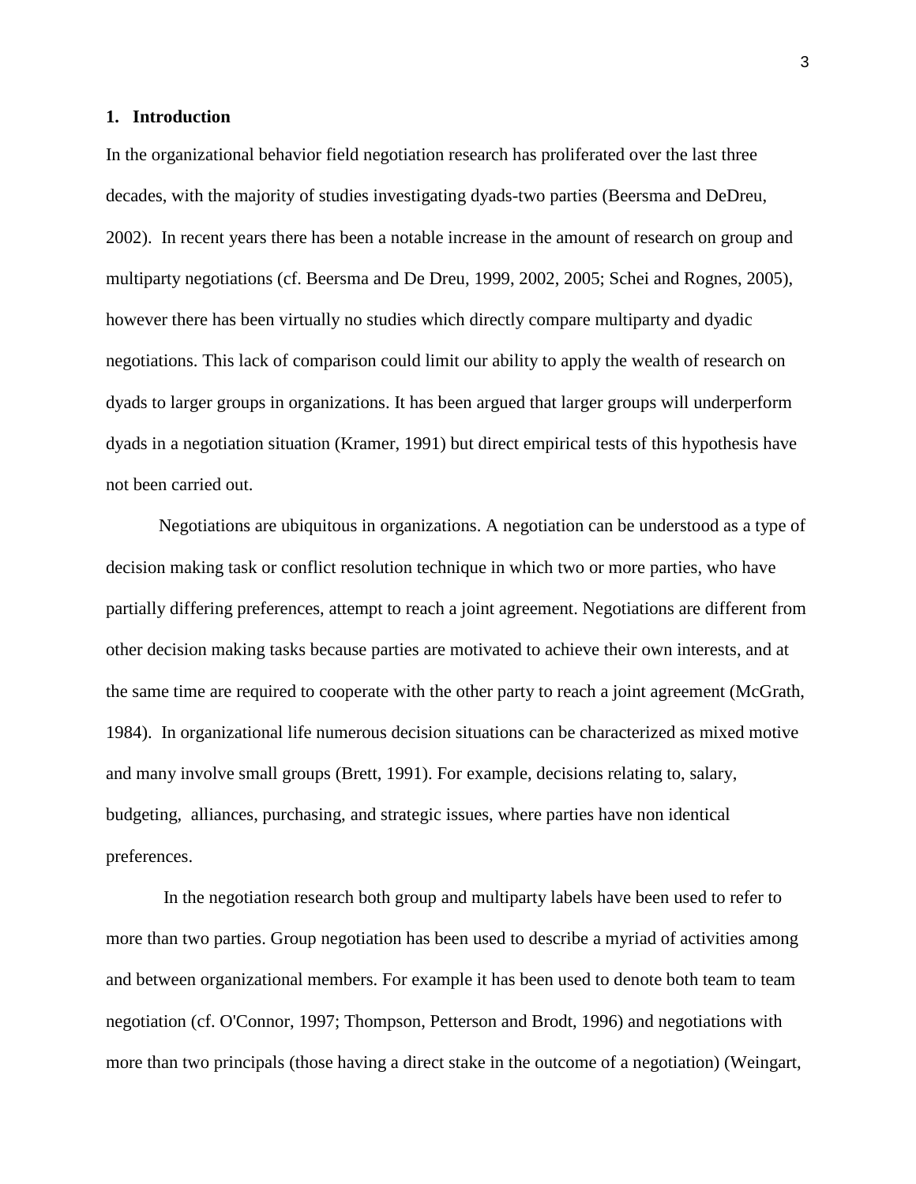## 1. Introduction

In the organizational behavior field negotiation research has proliferated over the last three decades, with the majority of studies investigating dyads-two parties (Beersma and DeDreu, 2002). In recent years there has been a notable increase in the amount of research on group and multiparty negotiations (cf. Beersma and De Dreu, 1999, 2002, 2005; Schei and Rognes, 2005), however there has been virtually no studies which directly compare multiparty and dyadic negotiations. This lack of comparison could limit our ability to apply the wealth of research on dyads to larger groups in organizations. It has been argued that larger groups will underperform dyads in a negotiation situation (Kramer, 1991) but direct empirical tests of this hypothesis have not been carried out.

Negotiations are ubiquitous in organizations. A negotiation can be understood as a type of decision making task or conflict resolution technique in which two or more parties, who have partially differing preferences, attempt to reach a joint agreement. Negotiations are different from other decision making tasks because parties are motivated to achieve their own interests, and at the same time are required to cooperate with the other party to reach a joint agreement (McGrath, 1984). In organizational life numerous decision situations can be characterized as mixed motive and many involve small groups (Brett, 1991). For example, decisions relating to, salary, budgeting, alliances, purchasing, and strategic issues, where parties have non identical preferences.

In the negotiation research both group and multiparty labels have been used to refer to more than two parties. Group negotiation has been used to describe a myriad of activities among and between organizational members. For example it has been used to denote both team to team negotiation (cf. O'Connor, 1997; Thompson, Petterson and Brodt, 1996) and negotiations with more than two principals (those having a direct stake in the outcome of a negotiation) (Weingart,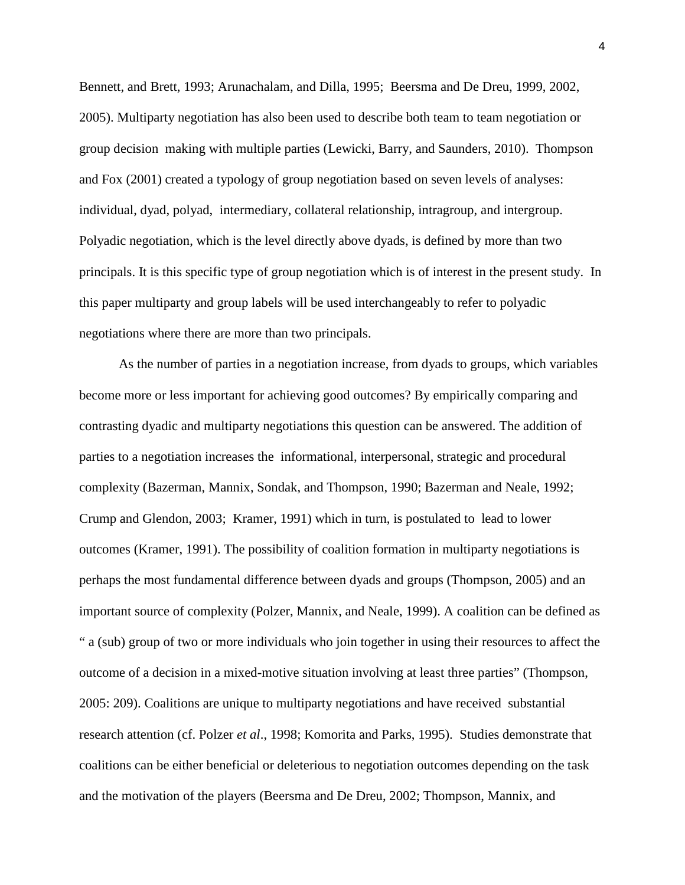Bennett, and Brett, 1993; Arunachalam, and Dilla, 1995; Beersma and De Dreu, 1999, 2002, 2005). Multiparty negotiation has also been used to describe both team to team negotiation or group decision making with multiple parties (Lewicki, Barry, and Saunders, 2010). Thompson and Fox (2001) created a typology of group negotiation based on seven levels of analyses: individual, dyad, polyad, intermediary, collateral relationship, intragroup, and intergroup. Polyadic negotiation, which is the level directly above dyads, is defined by more than two principals. It is this specific type of group negotiation which is of interest in the present study. In this paper multiparty and group labels will be used interchangeably to refer to polyadic negotiations where there are more than two principals.

As the number of parties in a negotiation increase, from dyads to groups, which variables become more or less important for achieving good outcomes? By empirically comparing and contrasting dyadic and multiparty negotiations this question can be answered. The addition of parties to a negotiation increases the informational, interpersonal, strategic and procedural complexity (Bazerman, Mannix, Sondak, and Thompson, 1990; Bazerman and Neale, 1992; Crump and Glendon, 2003; Kramer, 1991) which in turn, is postulated to lead to lower outcomes (Kramer, 1991). The possibility of coalition formation in multiparty negotiations is perhaps the most fundamental difference between dyads and groups (Thompson, 2005) and an important source of complexity (Polzer, Mannix, and Neale, 1999). A coalition can be defined as " a (sub) group of two or more individuals who join together in using their resources to affect the outcome of a decision in a mixed-motive situation involving at least three parties" (Thompson, 2005: 209). Coalitions are unique to multiparty negotiations and have received substantial research attention (cf. Polzer *et al*., 1998; Komorita and Parks, 1995). Studies demonstrate that coalitions can be either beneficial or deleterious to negotiation outcomes depending on the task and the motivation of the players (Beersma and De Dreu, 2002; Thompson, Mannix, and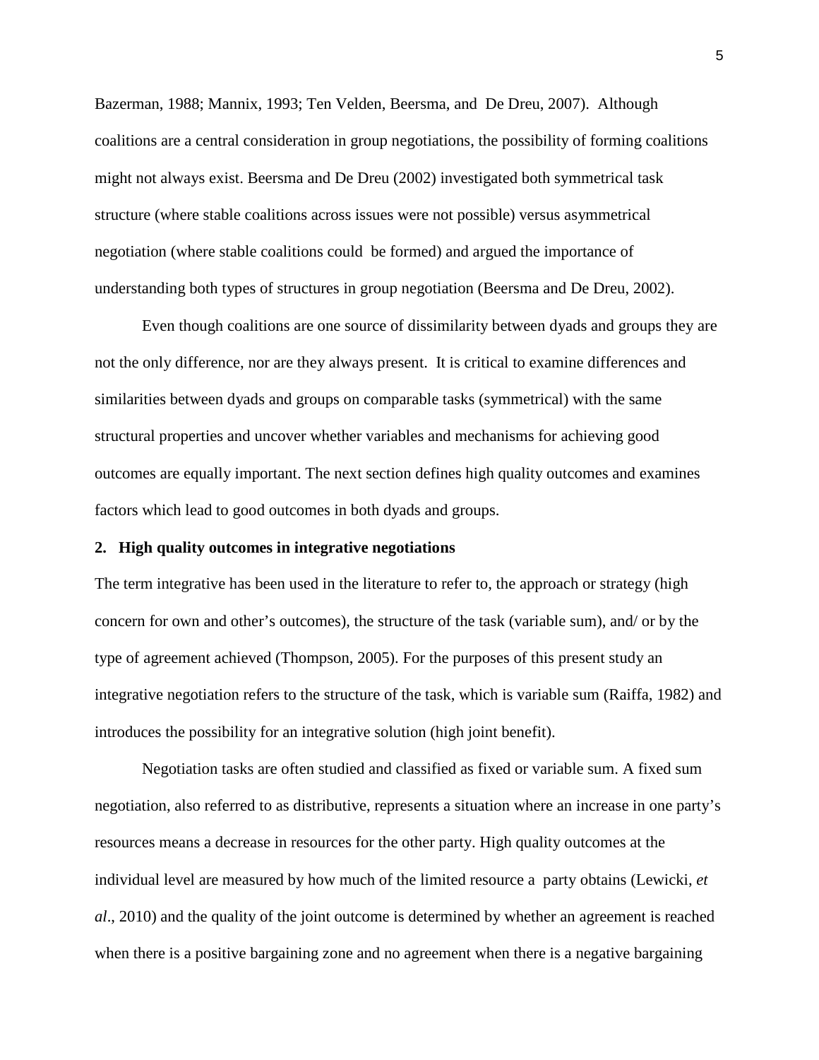Bazerman, 1988; Mannix, 1993; Ten Velden, Beersma, and De Dreu, 2007). Although coalitions are a central consideration in group negotiations, the possibility of forming coalitions might not always exist. Beersma and De Dreu (2002) investigated both symmetrical task structure (where stable coalitions across issues were not possible) versus asymmetrical negotiation (where stable coalitions could be formed) and argued the importance of understanding both types of structures in group negotiation (Beersma and De Dreu, 2002).

Even though coalitions are one source of dissimilarity between dyads and groups they are not the only difference, nor are they always present. It is critical to examine differences and similarities between dyads and groups on comparable tasks (symmetrical) with the same structural properties and uncover whether variables and mechanisms for achieving good outcomes are equally important. The next section defines high quality outcomes and examines factors which lead to good outcomes in both dyads and groups.

## 2. High quality outcomes in integrative negotiations

The term integrative has been used in the literature to refer to, the approach or strategy (high concern for own and other's outcomes), the structure of the task (variable sum), and/ or by the type of agreement achieved (Thompson, 2005). For the purposes of this present study an integrative negotiation refers to the structure of the task, which is variable sum (Raiffa, 1982) and introduces the possibility for an integrative solution (high joint benefit).

Negotiation tasks are often studied and classified as fixed or variable sum. A fixed sum negotiation, also referred to as distributive, represents a situation where an increase in one party's resources means a decrease in resources for the other party. High quality outcomes at the individual level are measured by how much of the limited resource a party obtains (Lewicki, *et al*., 2010) and the quality of the joint outcome is determined by whether an agreement is reached when there is a positive bargaining zone and no agreement when there is a negative bargaining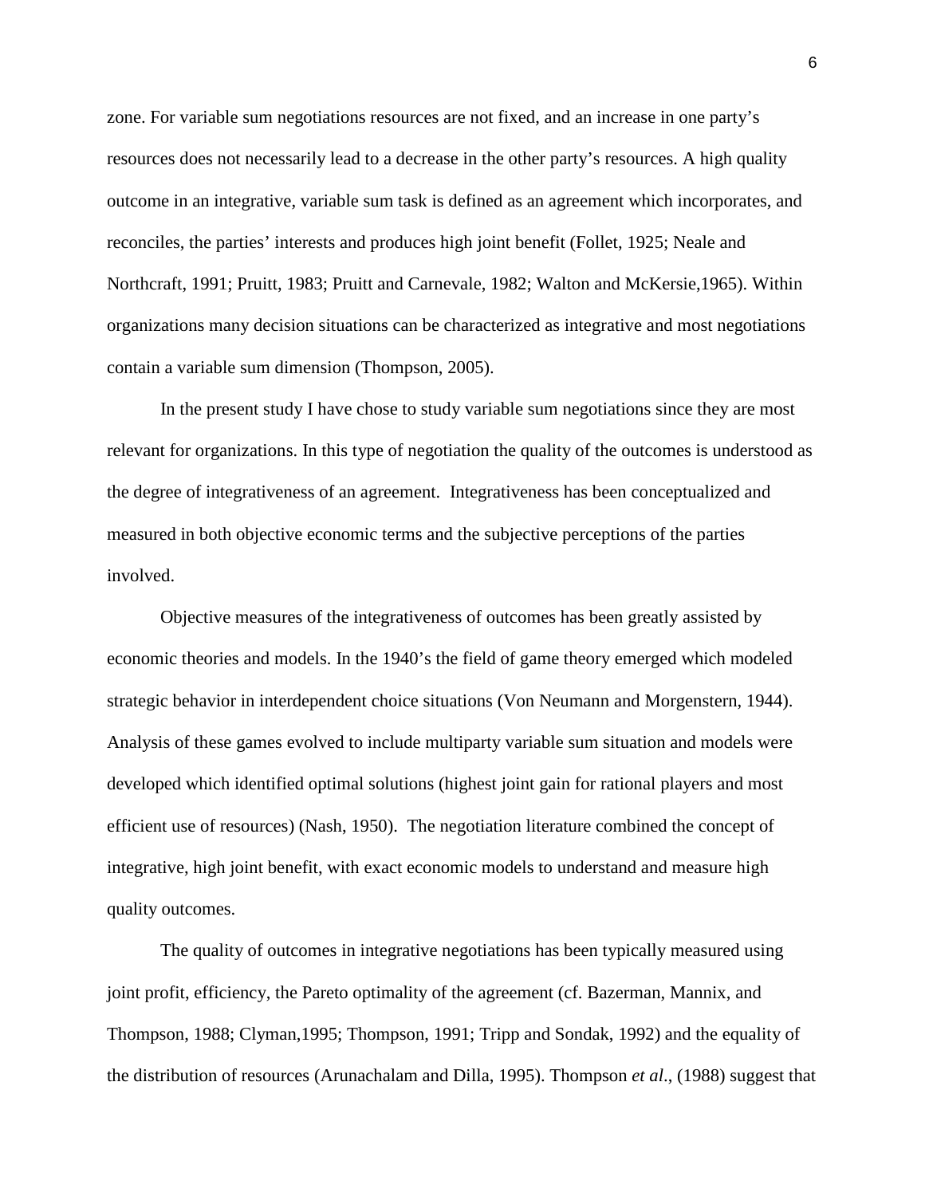zone. For variable sum negotiations resources are not fixed, and an increase in one party's resources does not necessarily lead to a decrease in the other party's resources. A high quality outcome in an integrative, variable sum task is defined as an agreement which incorporates, and reconciles, the parties' interests and produces high joint benefit (Follet, 1925; Neale and Northcraft, 1991; Pruitt, 1983; Pruitt and Carnevale, 1982; Walton and McKersie,1965). Within organizations many decision situations can be characterized as integrative and most negotiations contain a variable sum dimension (Thompson, 2005).

In the present study I have chose to study variable sum negotiations since they are most relevant for organizations. In this type of negotiation the quality of the outcomes is understood as the degree of integrativeness of an agreement. Integrativeness has been conceptualized and measured in both objective economic terms and the subjective perceptions of the parties involved.

Objective measures of the integrativeness of outcomes has been greatly assisted by economic theories and models. In the 1940's the field of game theory emerged which modeled strategic behavior in interdependent choice situations (Von Neumann and Morgenstern, 1944). Analysis of these games evolved to include multiparty variable sum situation and models were developed which identified optimal solutions (highest joint gain for rational players and most efficient use of resources) (Nash, 1950). The negotiation literature combined the concept of integrative, high joint benefit, with exact economic models to understand and measure high quality outcomes.

The quality of outcomes in integrative negotiations has been typically measured using joint profit, efficiency, the Pareto optimality of the agreement (cf. Bazerman, Mannix, and Thompson, 1988; Clyman,1995; Thompson, 1991; Tripp and Sondak, 1992) and the equality of the distribution of resources (Arunachalam and Dilla, 1995). Thompson *et al*., (1988) suggest that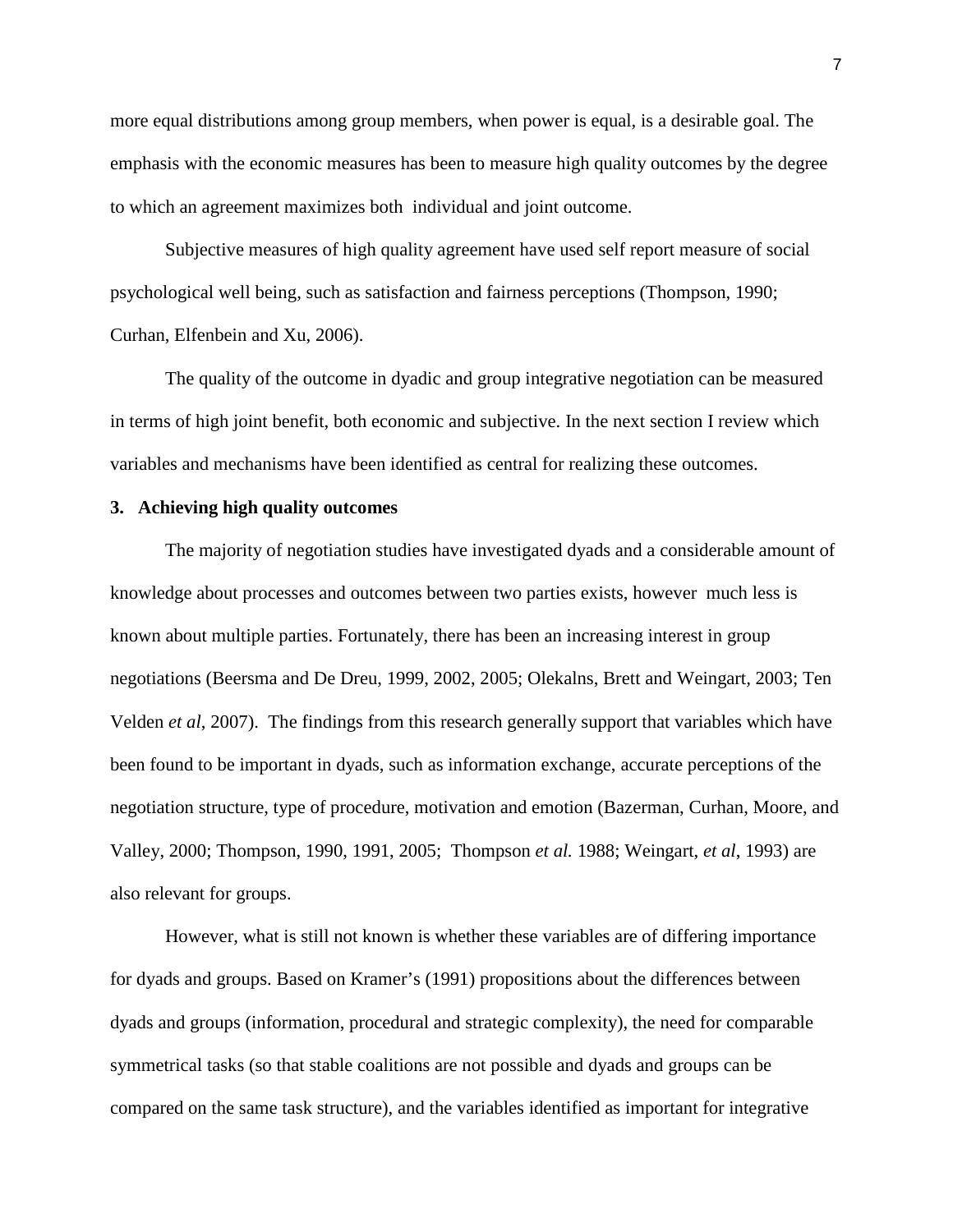more equal distributions among group members, when power is equal, is a desirable goal. The emphasis with the economic measures has been to measure high quality outcomes by the degree to which an agreement maximizes both individual and joint outcome.

Subjective measures of high quality agreement have used self report measure of social psychological well being, such as satisfaction and fairness perceptions (Thompson, 1990; Curhan, Elfenbein and Xu, 2006).

The quality of the outcome in dyadic and group integrative negotiation can be measured in terms of high joint benefit, both economic and subjective. In the next section I review which variables and mechanisms have been identified as central for realizing these outcomes.

## 3. Achieving high quality outcomes

The majority of negotiation studies have investigated dyads and a considerable amount of knowledge about processes and outcomes between two parties exists, however much less is known about multiple parties. Fortunately, there has been an increasing interest in group negotiations (Beersma and De Dreu, 1999, 2002, 2005; Olekalns, Brett and Weingart, 2003; Ten Velden *et al*, 2007). The findings from this research generally support that variables which have been found to be important in dyads, such as information exchange, accurate perceptions of the negotiation structure, type of procedure, motivation and emotion (Bazerman, Curhan, Moore, and Valley, 2000; Thompson, 1990, 1991, 2005; Thompson *et al.* 1988; Weingart, *et al*, 1993) are also relevant for groups.

However, what is still not known is whether these variables are of differing importance for dyads and groups. Based on Kramer's (1991) propositions about the differences between dyads and groups (information, procedural and strategic complexity), the need for comparable symmetrical tasks (so that stable coalitions are not possible and dyads and groups can be compared on the same task structure), and the variables identified as important for integrative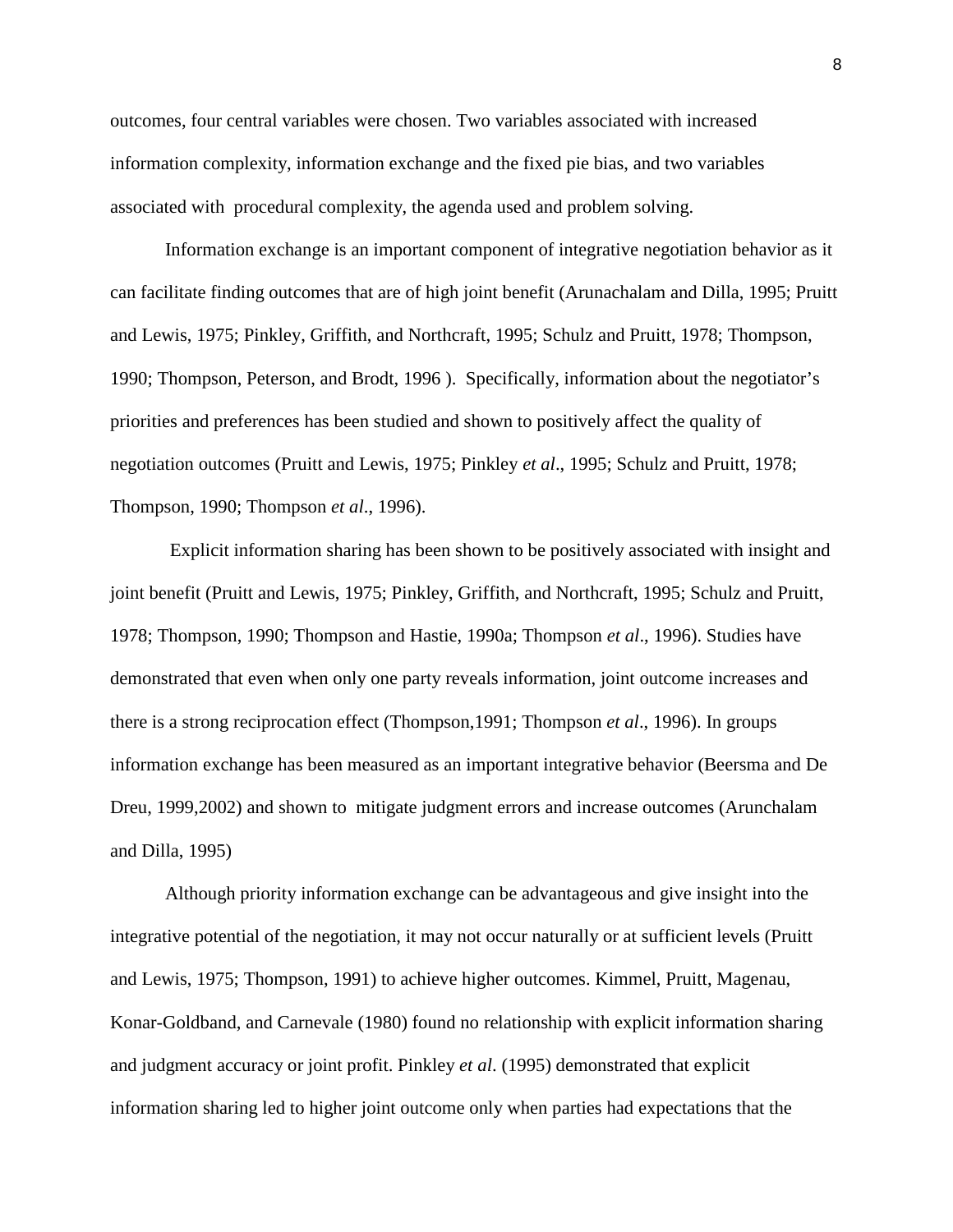outcomes, four central variables were chosen. Two variables associated with increased information complexity, information exchange and the fixed pie bias, and two variables associated with procedural complexity, the agenda used and problem solving.

Information exchange is an important component of integrative negotiation behavior as it can facilitate finding outcomes that are of high joint benefit (Arunachalam and Dilla, 1995; Pruitt and Lewis, 1975; Pinkley, Griffith, and Northcraft, 1995; Schulz and Pruitt, 1978; Thompson, 1990; Thompson, Peterson, and Brodt, 1996 ). Specifically, information about the negotiator's priorities and preferences has been studied and shown to positively affect the quality of negotiation outcomes (Pruitt and Lewis, 1975; Pinkley *et al*., 1995; Schulz and Pruitt, 1978; Thompson, 1990; Thompson *et al*., 1996).

Explicit information sharing has been shown to be positively associated with insight and joint benefit (Pruitt and Lewis, 1975; Pinkley, Griffith, and Northcraft, 1995; Schulz and Pruitt, 1978; Thompson, 1990; Thompson and Hastie, 1990a; Thompson *et al*., 1996). Studies have demonstrated that even when only one party reveals information, joint outcome increases and there is a strong reciprocation effect (Thompson,1991; Thompson *et al*., 1996). In groups information exchange has been measured as an important integrative behavior (Beersma and De Dreu, 1999,2002) and shown to mitigate judgment errors and increase outcomes (Arunchalam and Dilla, 1995)

Although priority information exchange can be advantageous and give insight into the integrative potential of the negotiation, it may not occur naturally or at sufficient levels (Pruitt and Lewis, 1975; Thompson, 1991) to achieve higher outcomes. Kimmel, Pruitt, Magenau, Konar-Goldband, and Carnevale (1980) found no relationship with explicit information sharing and judgment accuracy or joint profit. Pinkley *et al*. (1995) demonstrated that explicit information sharing led to higher joint outcome only when parties had expectations that the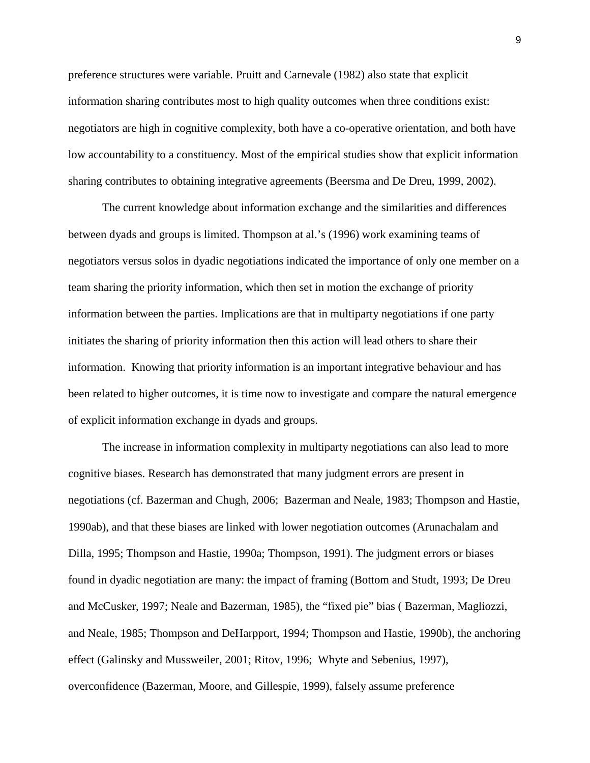preference structures were variable. Pruitt and Carnevale (1982) also state that explicit information sharing contributes most to high quality outcomes when three conditions exist: negotiators are high in cognitive complexity, both have a co-operative orientation, and both have low accountability to a constituency. Most of the empirical studies show that explicit information sharing contributes to obtaining integrative agreements (Beersma and De Dreu, 1999, 2002).

The current knowledge about information exchange and the similarities and differences between dyads and groups is limited. Thompson at al.'s (1996) work examining teams of negotiators versus solos in dyadic negotiations indicated the importance of only one member on a team sharing the priority information, which then set in motion the exchange of priority information between the parties. Implications are that in multiparty negotiations if one party initiates the sharing of priority information then this action will lead others to share their information. Knowing that priority information is an important integrative behaviour and has been related to higher outcomes, it is time now to investigate and compare the natural emergence of explicit information exchange in dyads and groups.

The increase in information complexity in multiparty negotiations can also lead to more cognitive biases. Research has demonstrated that many judgment errors are present in negotiations (cf. Bazerman and Chugh, 2006; Bazerman and Neale, 1983; Thompson and Hastie, 1990ab), and that these biases are linked with lower negotiation outcomes (Arunachalam and Dilla, 1995; Thompson and Hastie, 1990a; Thompson, 1991). The judgment errors or biases found in dyadic negotiation are many: the impact of framing (Bottom and Studt, 1993; De Dreu and McCusker, 1997; Neale and Bazerman, 1985), the "fixed pie" bias ( Bazerman, Magliozzi, and Neale, 1985; Thompson and DeHarpport, 1994; Thompson and Hastie, 1990b), the anchoring effect (Galinsky and Mussweiler, 2001; Ritov, 1996; Whyte and Sebenius, 1997), overconfidence (Bazerman, Moore, and Gillespie, 1999), falsely assume preference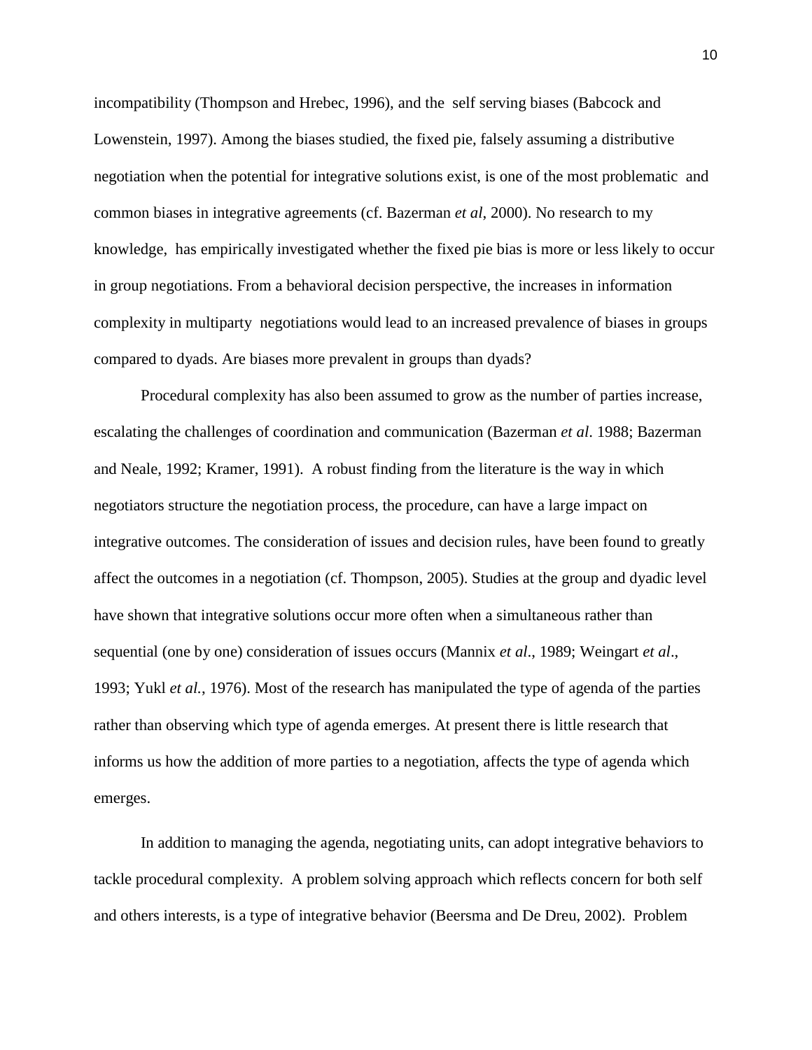incompatibility (Thompson and Hrebec, 1996), and the  self serving biases (Babcock and Lowenstein, 1997). Among the biases studied, the fixed pie, falsely assuming a distributive negotiation when the potential for integrative solutions exist, is one of the most problematic  and common biases in integrative agreements (cf. Bazerman *et al*, 2000). No research to my knowledge,  has empirically investigated whether the fixed pie bias is more or less likely to occur in group negotiations. From a behavioral decision perspective, the increases in information complexity in multiparty  negotiations would lead to an increased prevalence of biases in groups compared to dyads. Are biases more prevalent in groups than dyads?

Procedural complexity has also been assumed to grow as the number of parties increase, escalating the challenges of coordination and communication (Bazerman *et al*. 1988; Bazerman and Neale, 1992; Kramer, 1991).  A robust finding from the literature is the way in which negotiators structure the negotiation process, the procedure, can have a large impact on integrative outcomes. The consideration of issues and decision rules, have been found to greatly affect the outcomes in a negotiation (cf. Thompson, 2005). Studies at the group and dyadic level have shown that integrative solutions occur more often when a simultaneous rather than sequential (one by one) consideration of issues occurs (Mannix *et al*., 1989; Weingart *et al*., 1993; Yukl *et al.*, 1976). Most of the research has manipulated the type of agenda of the parties rather than observing which type of agenda emerges. At present there is little research that informs us how the addition of more parties to a negotiation, affects the type of agenda which emerges.

In addition to managing the agenda, negotiating units, can adopt integrative behaviors to tackle procedural complexity.  A problem solving approach which reflects concern for both self and others interests, is a type of integrative behavior (Beersma and De Dreu, 2002).  Problem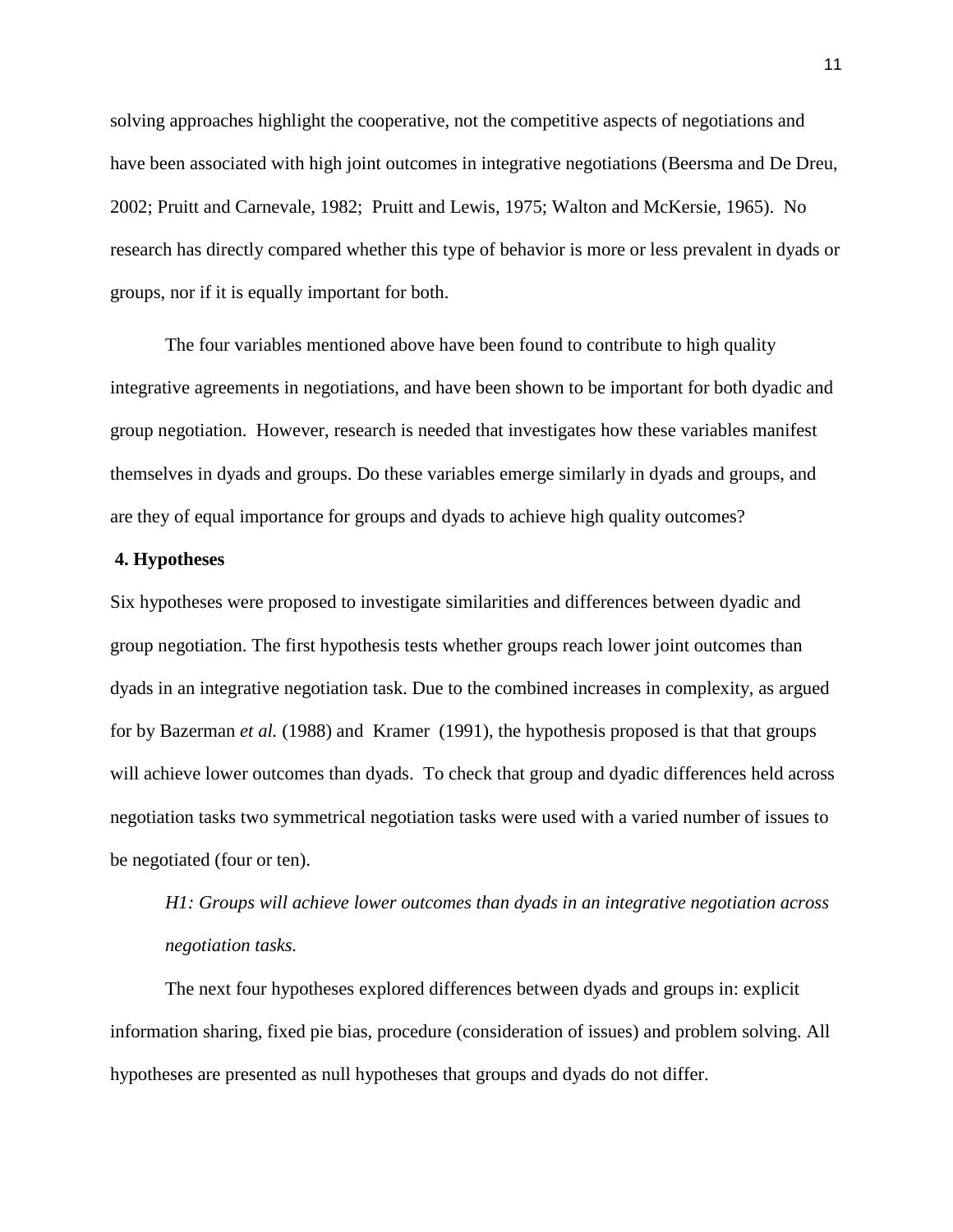solving approaches highlight the cooperative, not the competitive aspects of negotiations and have been associated with high joint outcomes in integrative negotiations (Beersma and De Dreu, 2002; Pruitt and Carnevale, 1982; Pruitt and Lewis, 1975; Walton and McKersie, 1965). No research has directly compared whether this type of behavior is more or less prevalent in dyads or groups, nor if it is equally important for both.

The four variables mentioned above have been found to contribute to high quality integrative agreements in negotiations, and have been shown to be important for both dyadic and group negotiation. However, research is needed that investigates how these variables manifest themselves in dyads and groups. Do these variables emerge similarly in dyads and groups, and are they of equal importance for groups and dyads to achieve high quality outcomes?

## 4. Hypotheses

Six hypotheses were proposed to investigate similarities and differences between dyadic and group negotiation. The first hypothesis tests whether groups reach lower joint outcomes than dyads in an integrative negotiation task. Due to the combined increases in complexity, as argued for by Bazerman *et al.* (1988) and Kramer (1991), the hypothesis proposed is that that groups will achieve lower outcomes than dyads. To check that group and dyadic differences held across negotiation tasks two symmetrical negotiation tasks were used with a varied number of issues to be negotiated (four or ten).

*H1: Groups will achieve lower outcomes than dyads in an integrative negotiation across negotiation tasks.*

The next four hypotheses explored differences between dyads and groups in: explicit information sharing, fixed pie bias, procedure (consideration of issues) and problem solving. All hypotheses are presented as null hypotheses that groups and dyads do not differ.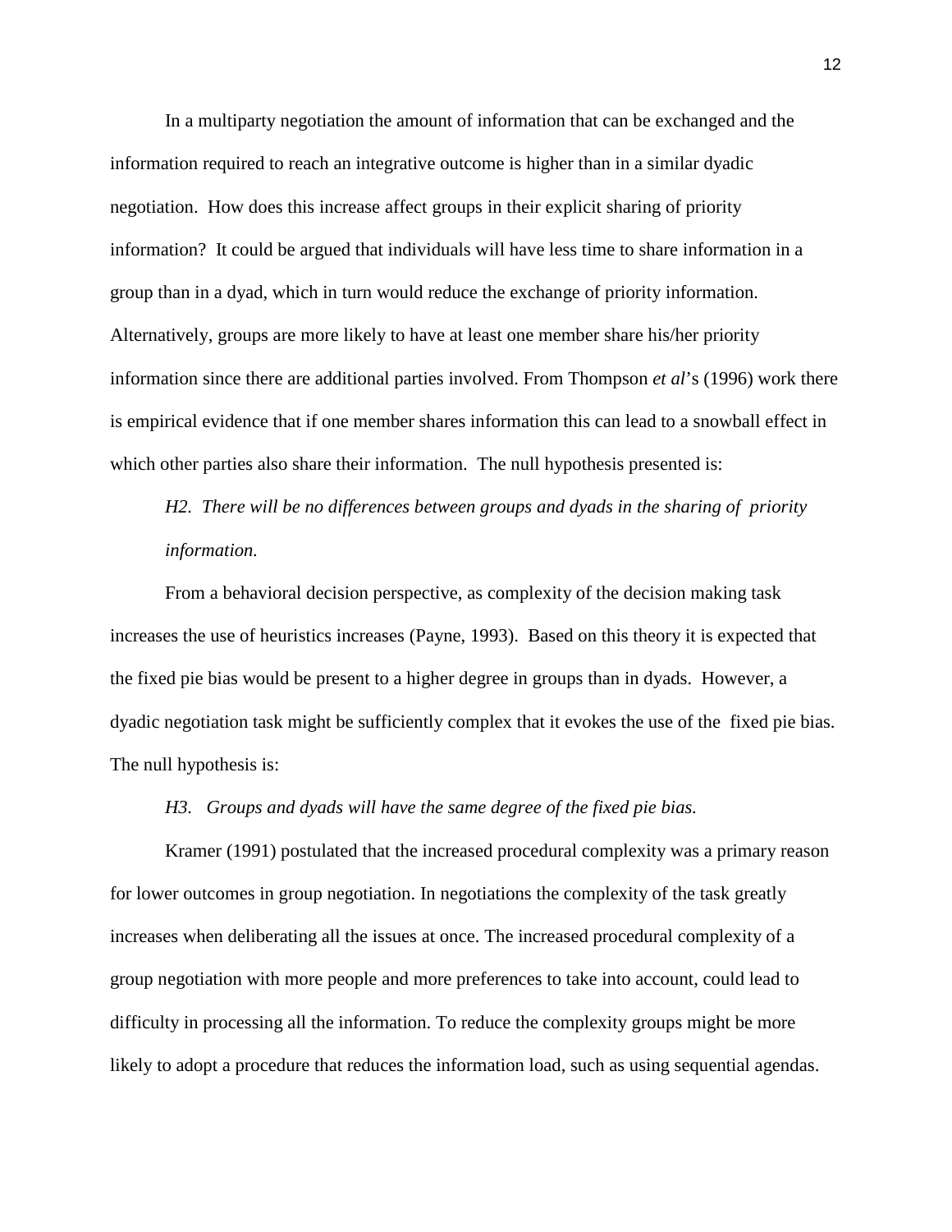In a multiparty negotiation the amount of information that can be exchanged and the information required to reach an integrative outcome is higher than in a similar dyadic negotiation. How does this increase affect groups in their explicit sharing of priority information? It could be argued that individuals will have less time to share information in a group than in a dyad, which in turn would reduce the exchange of priority information. Alternatively, groups are more likely to have at least one member share his/her priority information since there are additional parties involved. From Thompson *et al*'s (1996) work there is empirical evidence that if one member shares information this can lead to a snowball effect in which other parties also share their information. The null hypothesis presented is:

*H2. There will be no differences between groups and dyads in the sharing of priority information.*

From a behavioral decision perspective, as complexity of the decision making task increases the use of heuristics increases (Payne, 1993). Based on this theory it is expected that the fixed pie bias would be present to a higher degree in groups than in dyads. However, a dyadic negotiation task might be sufficiently complex that it evokes the use of the fixed pie bias. The null hypothesis is:

*H3. Groups and dyads will have the same degree of the fixed pie bias.*

Kramer (1991) postulated that the increased procedural complexity was a primary reason for lower outcomes in group negotiation. In negotiations the complexity of the task greatly increases when deliberating all the issues at once. The increased procedural complexity of a group negotiation with more people and more preferences to take into account, could lead to difficulty in processing all the information. To reduce the complexity groups might be more likely to adopt a procedure that reduces the information load, such as using sequential agendas.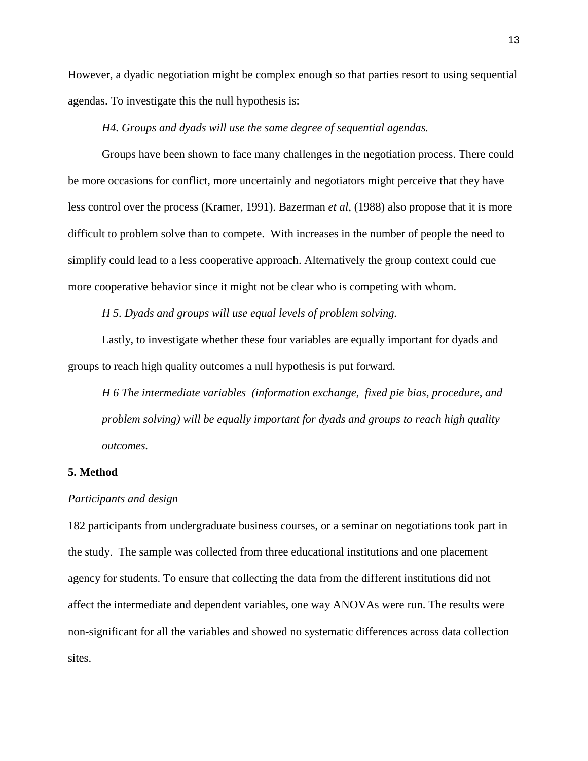However, a dyadic negotiation might be complex enough so that parties resort to using sequential agendas. To investigate this the null hypothesis is:

*H4. Groups and dyads will use the same degree of sequential agendas.*

Groups have been shown to face many challenges in the negotiation process. There could be more occasions for conflict, more uncertainly and negotiators might perceive that they have less control over the process (Kramer, 1991). Bazerman *et al*, (1988) also propose that it is more difficult to problem solve than to compete. With increases in the number of people the need to simplify could lead to a less cooperative approach. Alternatively the group context could cue more cooperative behavior since it might not be clear who is competing with whom.

*H 5. Dyads and groups will use equal levels of problem solving.*

Lastly, to investigate whether these four variables are equally important for dyads and groups to reach high quality outcomes a null hypothesis is put forward.

> *H 6 The intermediate variables (information exchange, fixed pie bias, procedure, and problem solving) will be equally important for dyads and groups to reach high quality outcomes.*

## 5. Method

*Participants and design*

182 participants from undergraduate business courses, or a seminar on negotiations took part in the study. The sample was collected from three educational institutions and one placement agency for students. To ensure that collecting the data from the different institutions did not affect the intermediate and dependent variables, one way ANOVAs were run. The results were non-significant for all the variables and showed no systematic differences across data collection sites.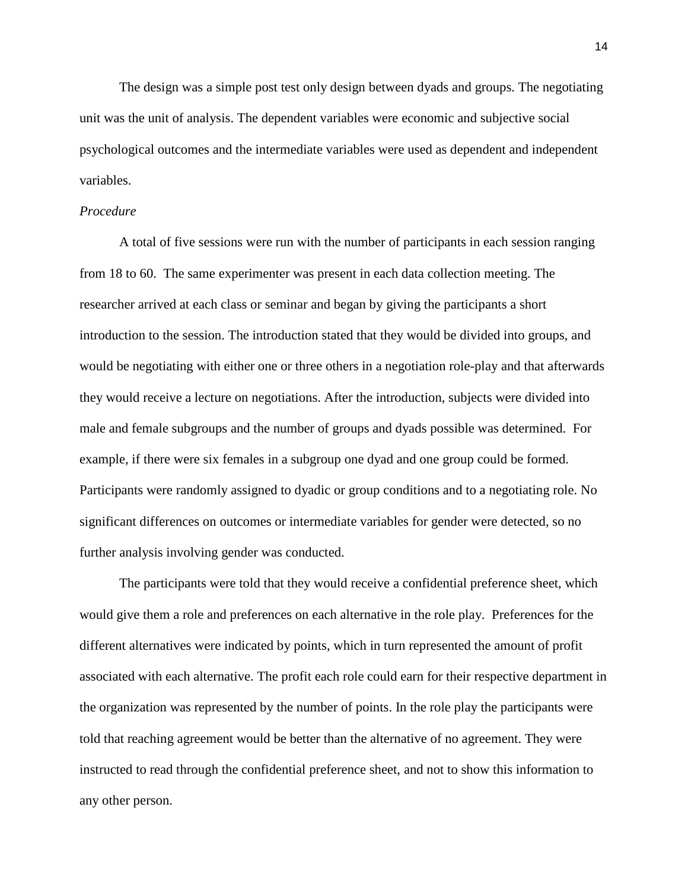The design was a simple post test only design between dyads and groups. The negotiating unit was the unit of analysis. The dependent variables were economic and subjective social psychological outcomes and the intermediate variables were used as dependent and independent variables.

*Procedure*

A total of five sessions were run with the number of participants in each session ranging from 18 to 60. The same experimenter was present in each data collection meeting. The researcher arrived at each class or seminar and began by giving the participants a short introduction to the session. The introduction stated that they would be divided into groups, and would be negotiating with either one or three others in a negotiation role-play and that afterwards they would receive a lecture on negotiations. After the introduction, subjects were divided into male and female subgroups and the number of groups and dyads possible was determined. For example, if there were six females in a subgroup one dyad and one group could be formed. Participants were randomly assigned to dyadic or group conditions and to a negotiating role. No significant differences on outcomes or intermediate variables for gender were detected, so no further analysis involving gender was conducted.

The participants were told that they would receive a confidential preference sheet, which would give them a role and preferences on each alternative in the role play. Preferences for the different alternatives were indicated by points, which in turn represented the amount of profit associated with each alternative. The profit each role could earn for their respective department in the organization was represented by the number of points. In the role play the participants were told that reaching agreement would be better than the alternative of no agreement. They were instructed to read through the confidential preference sheet, and not to show this information to any other person.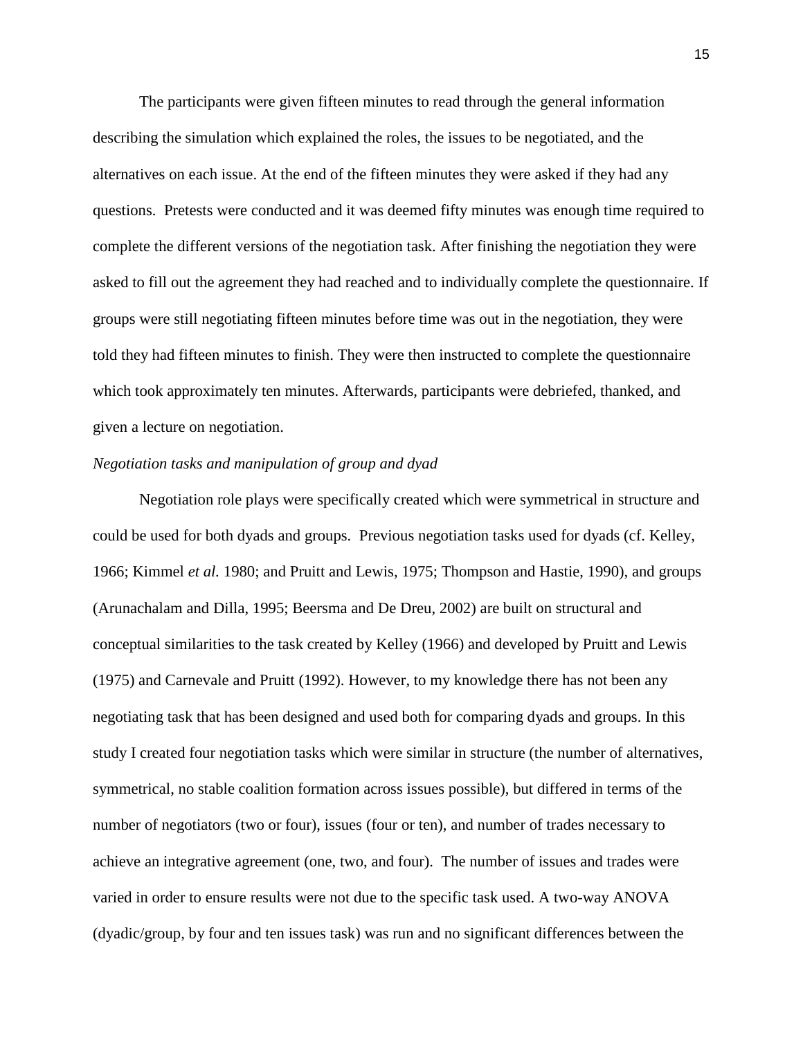The participants were given fifteen minutes to read through the general information describing the simulation which explained the roles, the issues to be negotiated, and the alternatives on each issue. At the end of the fifteen minutes they were asked if they had any questions. Pretests were conducted and it was deemed fifty minutes was enough time required to complete the different versions of the negotiation task. After finishing the negotiation they were asked to fill out the agreement they had reached and to individually complete the questionnaire. If groups were still negotiating fifteen minutes before time was out in the negotiation, they were told they had fifteen minutes to finish. They were then instructed to complete the questionnaire which took approximately ten minutes. Afterwards, participants were debriefed, thanked, and given a lecture on negotiation.

*Negotiation tasks and manipulation of group and dyad*

Negotiation role plays were specifically created which were symmetrical in structure and could be used for both dyads and groups. Previous negotiation tasks used for dyads (cf. Kelley, 1966; Kimmel *et al.* 1980; and Pruitt and Lewis, 1975; Thompson and Hastie, 1990), and groups (Arunachalam and Dilla, 1995; Beersma and De Dreu, 2002) are built on structural and conceptual similarities to the task created by Kelley (1966) and developed by Pruitt and Lewis (1975) and Carnevale and Pruitt (1992). However, to my knowledge there has not been any negotiating task that has been designed and used both for comparing dyads and groups. In this study I created four negotiation tasks which were similar in structure (the number of alternatives, symmetrical, no stable coalition formation across issues possible), but differed in terms of the number of negotiators (two or four), issues (four or ten), and number of trades necessary to achieve an integrative agreement (one, two, and four). The number of issues and trades were varied in order to ensure results were not due to the specific task used. A two-way ANOVA (dyadic/group, by four and ten issues task) was run and no significant differences between the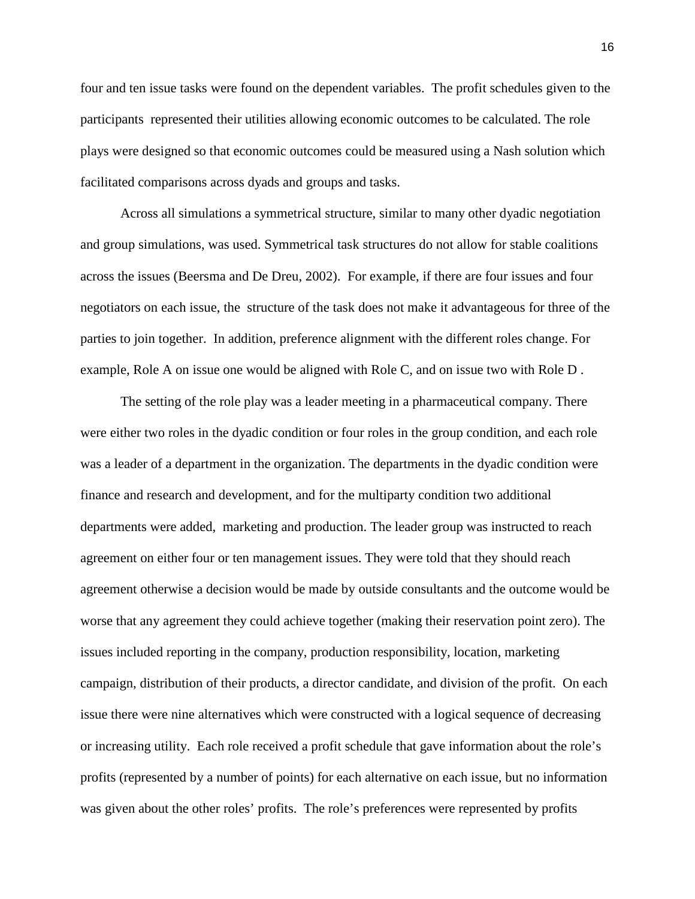four and ten issue tasks were found on the dependent variables. The profit schedules given to the participants represented their utilities allowing economic outcomes to be calculated. The role plays were designed so that economic outcomes could be measured using a Nash solution which facilitated comparisons across dyads and groups and tasks.

Across all simulations a symmetrical structure, similar to many other dyadic negotiation and group simulations, was used. Symmetrical task structures do not allow for stable coalitions across the issues (Beersma and De Dreu, 2002). For example, if there are four issues and four negotiators on each issue, the structure of the task does not make it advantageous for three of the parties to join together. In addition, preference alignment with the different roles change. For example, Role A on issue one would be aligned with Role C, and on issue two with Role D .

The setting of the role play was a leader meeting in a pharmaceutical company. There were either two roles in the dyadic condition or four roles in the group condition, and each role was a leader of a department in the organization. The departments in the dyadic condition were finance and research and development, and for the multiparty condition two additional departments were added, marketing and production. The leader group was instructed to reach agreement on either four or ten management issues. They were told that they should reach agreement otherwise a decision would be made by outside consultants and the outcome would be worse that any agreement they could achieve together (making their reservation point zero). The issues included reporting in the company, production responsibility, location, marketing campaign, distribution of their products, a director candidate, and division of the profit. On each issue there were nine alternatives which were constructed with a logical sequence of decreasing or increasing utility. Each role received a profit schedule that gave information about the role's profits (represented by a number of points) for each alternative on each issue, but no information was given about the other roles' profits. The role's preferences were represented by profits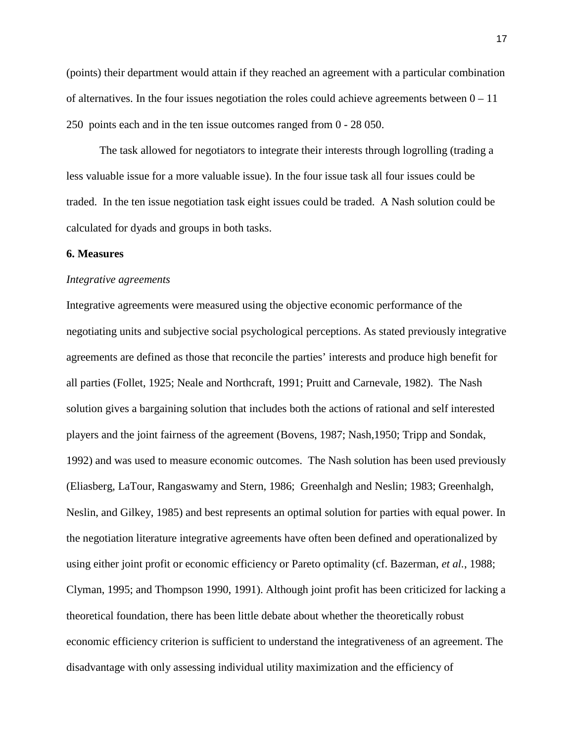(points) their department would attain if they reached an agreement with a particular combination of alternatives. In the four issues negotiation the roles could achieve agreements between 0 – 11 250 points each and in the ten issue outcomes ranged from 0 - 28 050.

The task allowed for negotiators to integrate their interests through logrolling (trading a less valuable issue for a more valuable issue). In the four issue task all four issues could be traded. In the ten issue negotiation task eight issues could be traded. A Nash solution could be calculated for dyads and groups in both tasks.

**6. Measures**

*Integrative agreements*

Integrative agreements were measured using the objective economic performance of the negotiating units and subjective social psychological perceptions. As stated previously integrative agreements are defined as those that reconcile the parties' interests and produce high benefit for all parties (Follet, 1925; Neale and Northcraft, 1991; Pruitt and Carnevale, 1982). The Nash solution gives a bargaining solution that includes both the actions of rational and self interested players and the joint fairness of the agreement (Bovens, 1987; Nash,1950; Tripp and Sondak, 1992) and was used to measure economic outcomes. The Nash solution has been used previously (Eliasberg, LaTour, Rangaswamy and Stern, 1986; Greenhalgh and Neslin; 1983; Greenhalgh, Neslin, and Gilkey, 1985) and best represents an optimal solution for parties with equal power. In the negotiation literature integrative agreements have often been defined and operationalized by using either joint profit or economic efficiency or Pareto optimality (cf. Bazerman, *et al.*, 1988; Clyman, 1995; and Thompson 1990, 1991). Although joint profit has been criticized for lacking a theoretical foundation, there has been little debate about whether the theoretically robust economic efficiency criterion is sufficient to understand the integrativeness of an agreement. The disadvantage with only assessing individual utility maximization and the efficiency of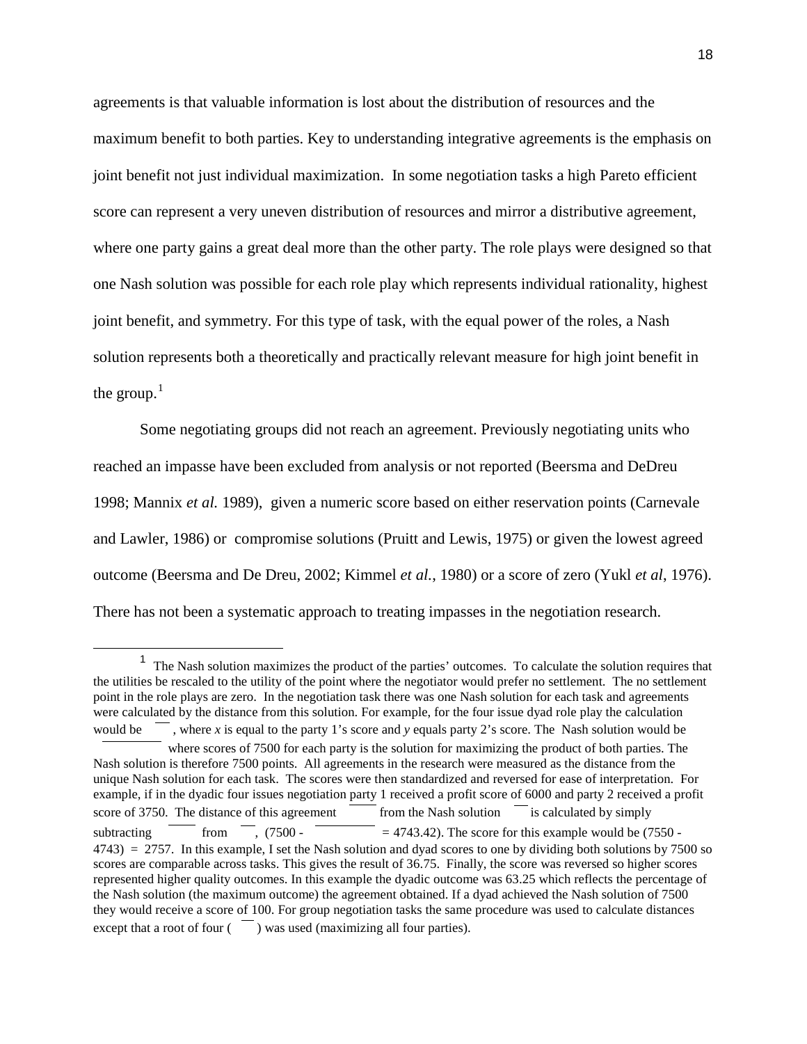agreements is that valuable information is lost about the distribution of resources and the maximum benefit to both parties. Key to understanding integrative agreements is the emphasis on joint benefit not just individual maximization. In some negotiation tasks a high Pareto efficient score can represent a very uneven distribution of resources and mirror a distributive agreement, where one party gains a great deal more than the other party. The role plays were designed so that one Nash solution was possible for each role play which represents individual rationality, highest joint benefit, and symmetry. For this type of task, with the equal power of the roles, a Nash solution represents both a theoretically and practically relevant measure for high joint benefit in the group.[1]

Some negotiating groups did not reach an agreement. Previously negotiating units who reached an impasse have been excluded from analysis or not reported (Beersma and DeDreu 1998; Mannix *et al.* 1989), given a numeric score based on either reservation points (Carnevale and Lawler, 1986) or compromise solutions (Pruitt and Lewis, 1975) or given the lowest agreed outcome (Beersma and De Dreu, 2002; Kimmel *et al.*, 1980) or a score of zero (Yukl *et al*, 1976). There has not been a systematic approach to treating impasses in the negotiation research.

---

[1] The Nash solution maximizes the product of the parties' outcomes. To calculate the solution requires that the utilities be rescaled to the utility of the point where the negotiator would prefer no settlement. The no settlement point in the role plays are zero. In the negotiation task there was one Nash solution for each task and agreements were calculated by the distance from this solution. For example, for the four issue dyad role play the calculation would be , where *x* is equal to the party 1's score and *y* equals party 2's score. The Nash solution would be where scores of 7500 for each party is the solution for maximizing the product of both parties. The Nash solution is therefore 7500 points. All agreements in the research were measured as the distance from the unique Nash solution for each task. The scores were then standardized and reversed for ease of interpretation. For example, if in the dyadic four issues negotiation party 1 received a profit score of 6000 and party 2 received a profit score of 3750. The distance of this agreement from the Nash solution is calculated by simply subtracting from , (7500 - = 4743.42). The score for this example would be (7550 - 4743) = 2757. In this example, I set the Nash solution and dyad scores to one by dividing both solutions by 7500 so scores are comparable across tasks. This gives the result of 36.75. Finally, the score was reversed so higher scores represented higher quality outcomes. In this example the dyadic outcome was 63.25 which reflects the percentage of the Nash solution (the maximum outcome) the agreement obtained. If a dyad achieved the Nash solution of 7500 they would receive a score of 100. For group negotiation tasks the same procedure was used to calculate distances except that a root of four ( ) was used (maximizing all four parties).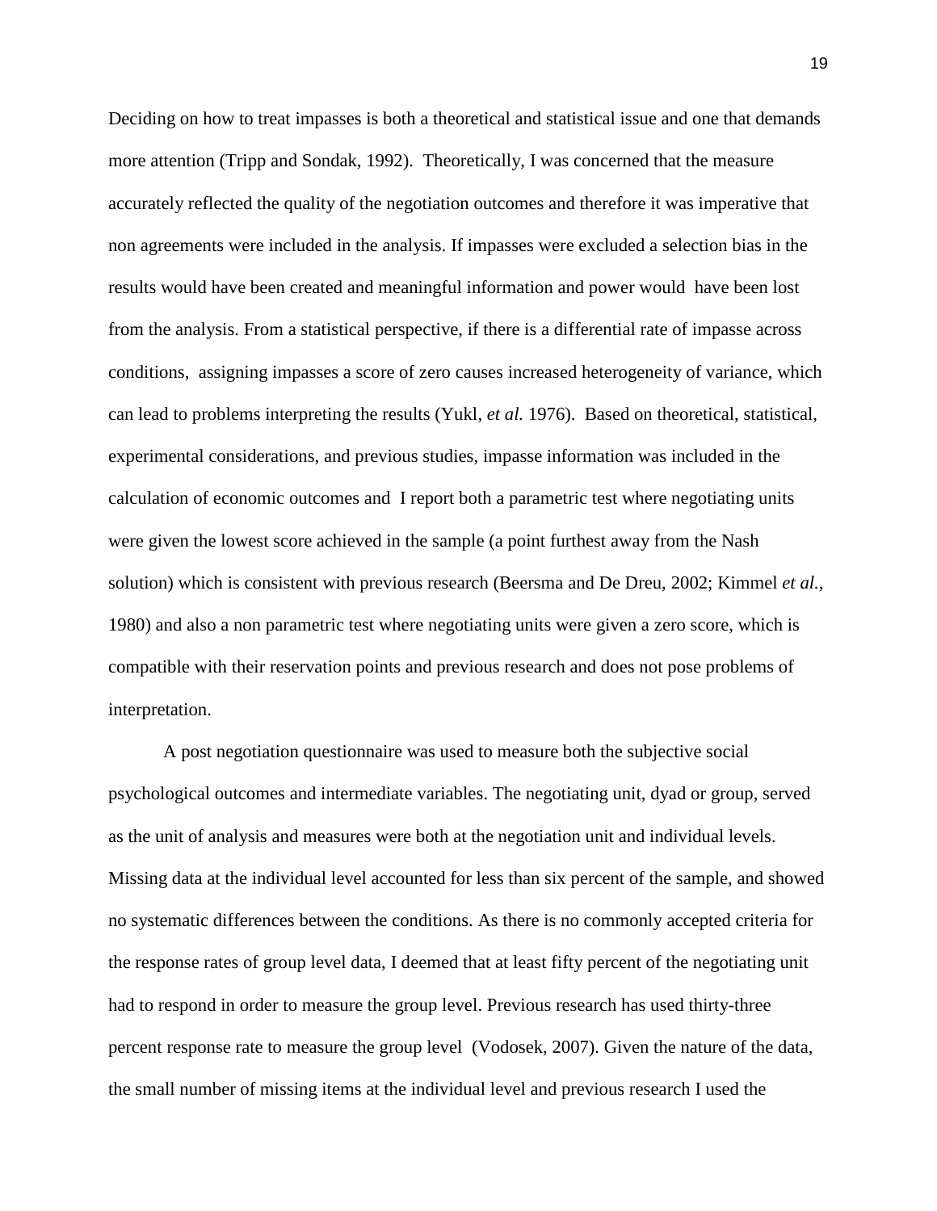Deciding on how to treat impasses is both a theoretical and statistical issue and one that demands more attention (Tripp and Sondak, 1992). Theoretically, I was concerned that the measure accurately reflected the quality of the negotiation outcomes and therefore it was imperative that non agreements were included in the analysis. If impasses were excluded a selection bias in the results would have been created and meaningful information and power would have been lost from the analysis. From a statistical perspective, if there is a differential rate of impasse across conditions, assigning impasses a score of zero causes increased heterogeneity of variance, which can lead to problems interpreting the results (Yukl, *et al.* 1976). Based on theoretical, statistical, experimental considerations, and previous studies, impasse information was included in the calculation of economic outcomes and I report both a parametric test where negotiating units were given the lowest score achieved in the sample (a point furthest away from the Nash solution) which is consistent with previous research (Beersma and De Dreu, 2002; Kimmel *et al.*, 1980) and also a non parametric test where negotiating units were given a zero score, which is compatible with their reservation points and previous research and does not pose problems of interpretation.

A post negotiation questionnaire was used to measure both the subjective social psychological outcomes and intermediate variables. The negotiating unit, dyad or group, served as the unit of analysis and measures were both at the negotiation unit and individual levels. Missing data at the individual level accounted for less than six percent of the sample, and showed no systematic differences between the conditions. As there is no commonly accepted criteria for the response rates of group level data, I deemed that at least fifty percent of the negotiating unit had to respond in order to measure the group level. Previous research has used thirty-three percent response rate to measure the group level (Vodosek, 2007). Given the nature of the data, the small number of missing items at the individual level and previous research I used the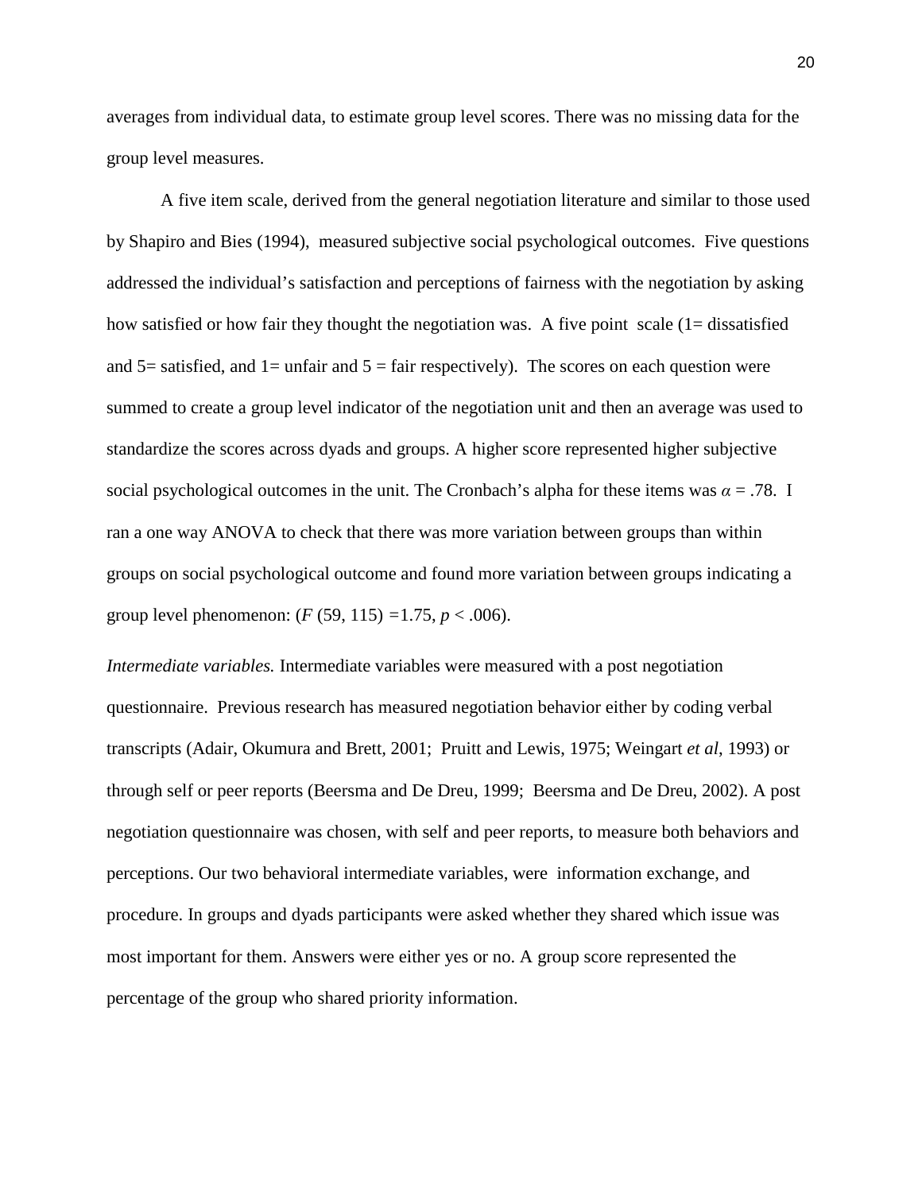averages from individual data, to estimate group level scores. There was no missing data for the group level measures.

A five item scale, derived from the general negotiation literature and similar to those used by Shapiro and Bies (1994), measured subjective social psychological outcomes. Five questions addressed the individual's satisfaction and perceptions of fairness with the negotiation by asking how satisfied or how fair they thought the negotiation was. A five point scale (1= dissatisfied and 5= satisfied, and 1= unfair and 5 = fair respectively). The scores on each question were summed to create a group level indicator of the negotiation unit and then an average was used to standardize the scores across dyads and groups. A higher score represented higher subjective social psychological outcomes in the unit. The Cronbach's alpha for these items was $\alpha = .78$. I ran a one way ANOVA to check that there was more variation between groups than within groups on social psychological outcome and found more variation between groups indicating a group level phenomenon: ($F$ (59, 115) =1.75, $p < .006$).

*Intermediate variables.* Intermediate variables were measured with a post negotiation questionnaire. Previous research has measured negotiation behavior either by coding verbal transcripts (Adair, Okumura and Brett, 2001; Pruitt and Lewis, 1975; Weingart *et al*, 1993) or through self or peer reports (Beersma and De Dreu, 1999; Beersma and De Dreu, 2002). A post negotiation questionnaire was chosen, with self and peer reports, to measure both behaviors and perceptions. Our two behavioral intermediate variables, were information exchange, and procedure. In groups and dyads participants were asked whether they shared which issue was most important for them. Answers were either yes or no. A group score represented the percentage of the group who shared priority information.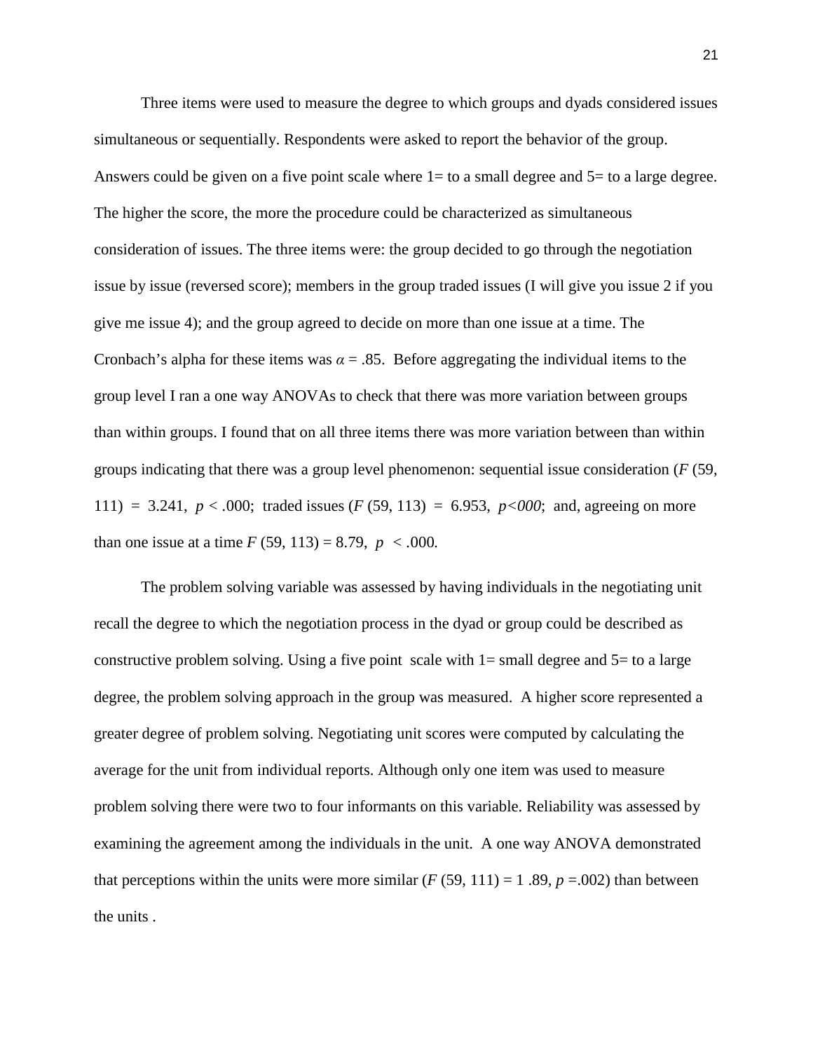Three items were used to measure the degree to which groups and dyads considered issues simultaneous or sequentially. Respondents were asked to report the behavior of the group. Answers could be given on a five point scale where 1= to a small degree and 5= to a large degree. The higher the score, the more the procedure could be characterized as simultaneous consideration of issues. The three items were: the group decided to go through the negotiation issue by issue (reversed score); members in the group traded issues (I will give you issue 2 if you give me issue 4); and the group agreed to decide on more than one issue at a time. The Cronbach's alpha for these items was $\alpha = .85$. Before aggregating the individual items to the group level I ran a one way ANOVAs to check that there was more variation between groups than within groups. I found that on all three items there was more variation between than within groups indicating that there was a group level phenomenon: sequential issue consideration ($F$ (59, 111) = 3.241, $p < .000$; traded issues ($F$ (59, 113) = 6.953, *p<000*; and, agreeing on more than one issue at a time $F$ (59, 113) = 8.79, $p < .000$.

The problem solving variable was assessed by having individuals in the negotiating unit recall the degree to which the negotiation process in the dyad or group could be described as constructive problem solving. Using a five point scale with 1= small degree and 5= to a large degree, the problem solving approach in the group was measured. A higher score represented a greater degree of problem solving. Negotiating unit scores were computed by calculating the average for the unit from individual reports. Although only one item was used to measure problem solving there were two to four informants on this variable. Reliability was assessed by examining the agreement among the individuals in the unit. A one way ANOVA demonstrated that perceptions within the units were more similar ($F$ (59, 111) = 1 .89, $p$ =.002) than between the units .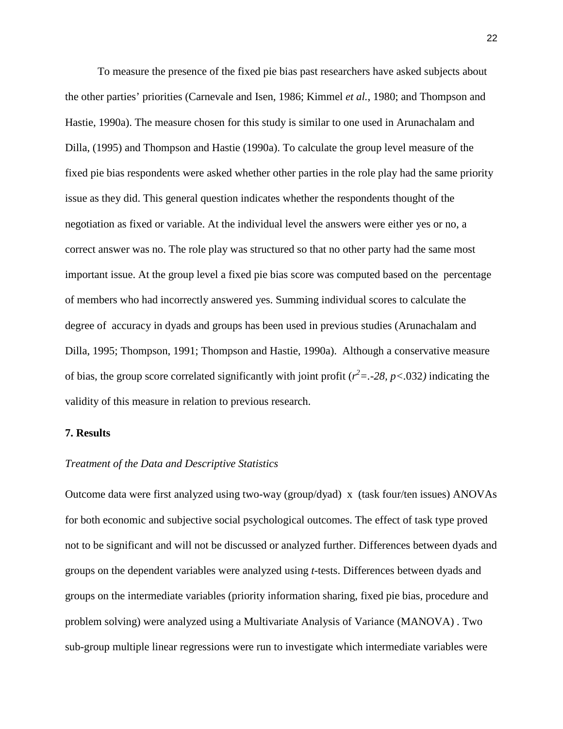To measure the presence of the fixed pie bias past researchers have asked subjects about the other parties' priorities (Carnevale and Isen, 1986; Kimmel *et al.*, 1980; and Thompson and Hastie, 1990a). The measure chosen for this study is similar to one used in Arunachalam and Dilla, (1995) and Thompson and Hastie (1990a). To calculate the group level measure of the fixed pie bias respondents were asked whether other parties in the role play had the same priority issue as they did. This general question indicates whether the respondents thought of the negotiation as fixed or variable. At the individual level the answers were either yes or no, a correct answer was no. The role play was structured so that no other party had the same most important issue. At the group level a fixed pie bias score was computed based on the percentage of members who had incorrectly answered yes. Summing individual scores to calculate the degree of accuracy in dyads and groups has been used in previous studies (Arunachalam and Dilla, 1995; Thompson, 1991; Thompson and Hastie, 1990a). Although a conservative measure of bias, the group score correlated significantly with joint profit ($r^2$=.-28, $p$<.032) indicating the validity of this measure in relation to previous research.

## 7. Results

*Treatment of the Data and Descriptive Statistics*

Outcome data were first analyzed using two-way (group/dyad) x (task four/ten issues) ANOVAs for both economic and subjective social psychological outcomes. The effect of task type proved not to be significant and will not be discussed or analyzed further. Differences between dyads and groups on the dependent variables were analyzed using *t*-tests. Differences between dyads and groups on the intermediate variables (priority information sharing, fixed pie bias, procedure and problem solving) were analyzed using a Multivariate Analysis of Variance (MANOVA) . Two sub-group multiple linear regressions were run to investigate which intermediate variables were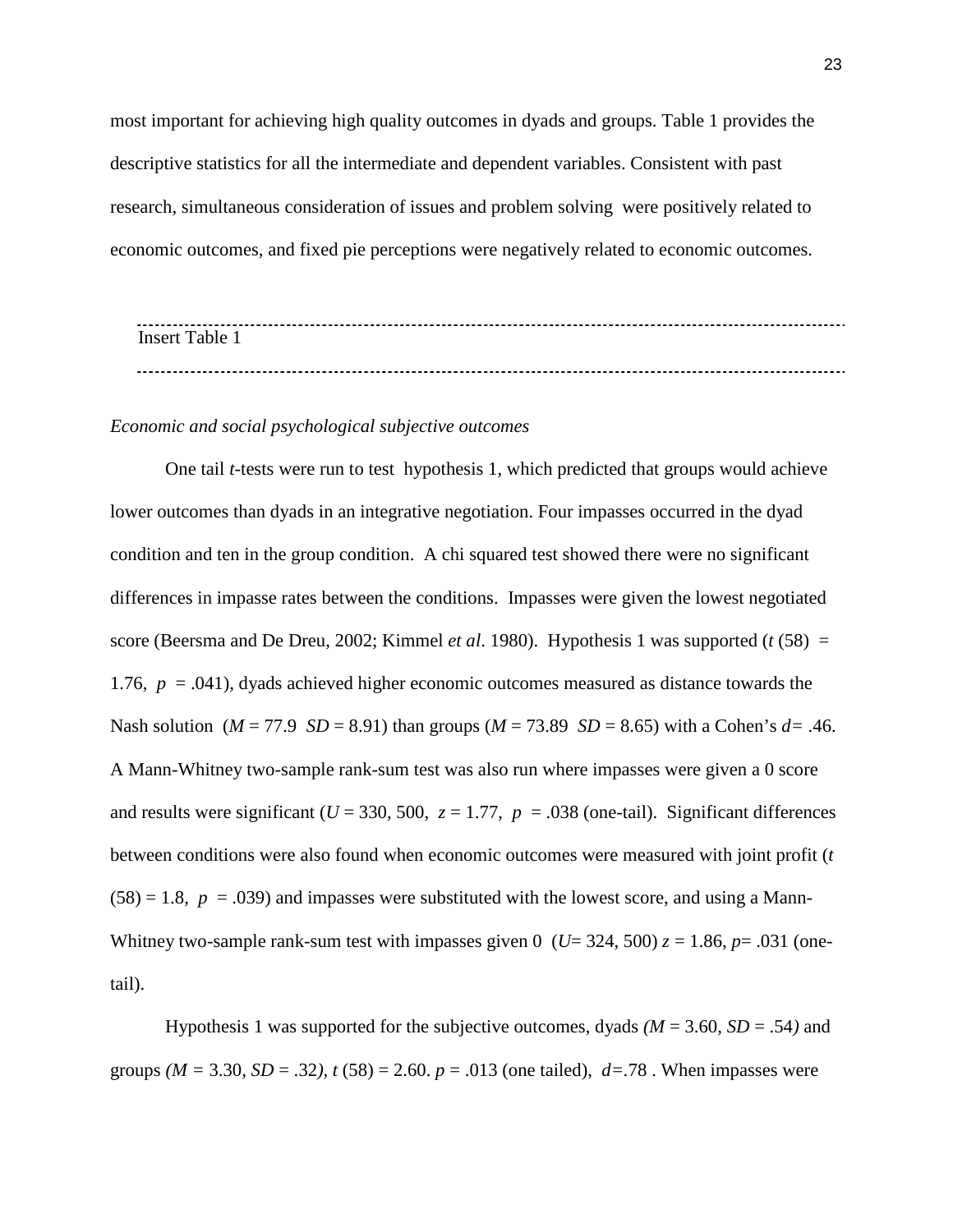most important for achieving high quality outcomes in dyads and groups. Table 1 provides the descriptive statistics for all the intermediate and dependent variables. Consistent with past research, simultaneous consideration of issues and problem solving were positively related to economic outcomes, and fixed pie perceptions were negatively related to economic outcomes.

---

Insert Table 1

---

*Economic and social psychological subjective outcomes*

One tail *t*-tests were run to test hypothesis 1, which predicted that groups would achieve lower outcomes than dyads in an integrative negotiation. Four impasses occurred in the dyad condition and ten in the group condition. A chi squared test showed there were no significant differences in impasse rates between the conditions. Impasses were given the lowest negotiated score (Beersma and De Dreu, 2002; Kimmel *et al*. 1980). Hypothesis 1 was supported ($t$ (58) = 1.76, $p$ = .041), dyads achieved higher economic outcomes measured as distance towards the Nash solution ($M$ = 77.9 $SD$ = 8.91) than groups ($M$ = 73.89 $SD$ = 8.65) with a Cohen's $d$= .46. A Mann-Whitney two-sample rank-sum test was also run where impasses were given a 0 score and results were significant ($U$ = 330, 500, $z$ = 1.77, $p$ = .038 (one-tail). Significant differences between conditions were also found when economic outcomes were measured with joint profit ($t$ (58) = 1.8, $p$ = .039) and impasses were substituted with the lowest score, and using a Mann-Whitney two-sample rank-sum test with impasses given 0 ($U$= 324, 500) $z$ = 1.86, $p$= .031 (one-tail).

Hypothesis 1 was supported for the subjective outcomes, dyads *(*$M$ = 3.60, $SD$ = .54*)* and groups *(*$M$ = 3.30, $SD$ = .32*)*, $t$ (58) = 2.60. $p$ = .013 (one tailed), $d$=.78 . When impasses were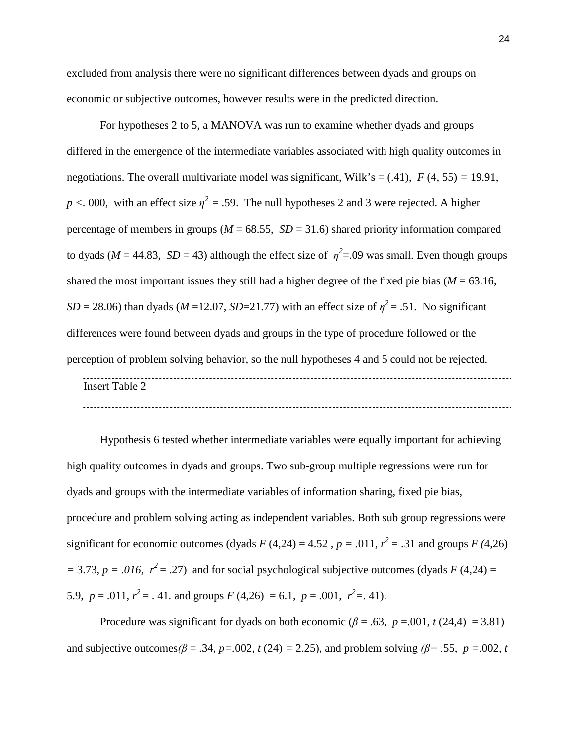excluded from analysis there were no significant differences between dyads and groups on economic or subjective outcomes, however results were in the predicted direction.

For hypotheses 2 to 5, a MANOVA was run to examine whether dyads and groups differed in the emergence of the intermediate variables associated with high quality outcomes in negotiations. The overall multivariate model was significant, Wilk's = (.41), $F$ (4, 55) = 19.91, $p$ <. 000, with an effect size $\eta^2$ = .59. The null hypotheses 2 and 3 were rejected. A higher percentage of members in groups ($M$ = 68.55, $SD$ = 31.6) shared priority information compared to dyads ($M$ = 44.83, $SD$ = 43) although the effect size of $\eta^2$=.09 was small. Even though groups shared the most important issues they still had a higher degree of the fixed pie bias ($M$ = 63.16, $SD$ = 28.06) than dyads ($M$ =12.07, $SD$=21.77) with an effect size of $\eta^2$ = .51. No significant differences were found between dyads and groups in the type of procedure followed or the perception of problem solving behavior, so the null hypotheses 4 and 5 could not be rejected.

---

Insert Table 2

---

Hypothesis 6 tested whether intermediate variables were equally important for achieving high quality outcomes in dyads and groups. Two sub-group multiple regressions were run for dyads and groups with the intermediate variables of information sharing, fixed pie bias, procedure and problem solving acting as independent variables. Both sub group regressions were significant for economic outcomes (dyads $F$ (4,24) = 4.52 , $p$ = .011, $r^2$ = .31 and groups $F$ (4,26) = 3.73, $p$ = .016, $r^2$ = .27) and for social psychological subjective outcomes (dyads $F$ (4,24) = 5.9, $p$ = .011, $r^2$ = . 41. and groups $F$ (4,26) = 6.1, $p$ = .001, $r^2$=. 41).

Procedure was significant for dyads on both economic ($\beta$ = .63, $p$ =.001, $t$ (24,4) = 3.81) and subjective outcomes($\beta$ = .34, $p$=.002, $t$ (24) = 2.25), and problem solving ($\beta$= .55, $p$ =.002, $t$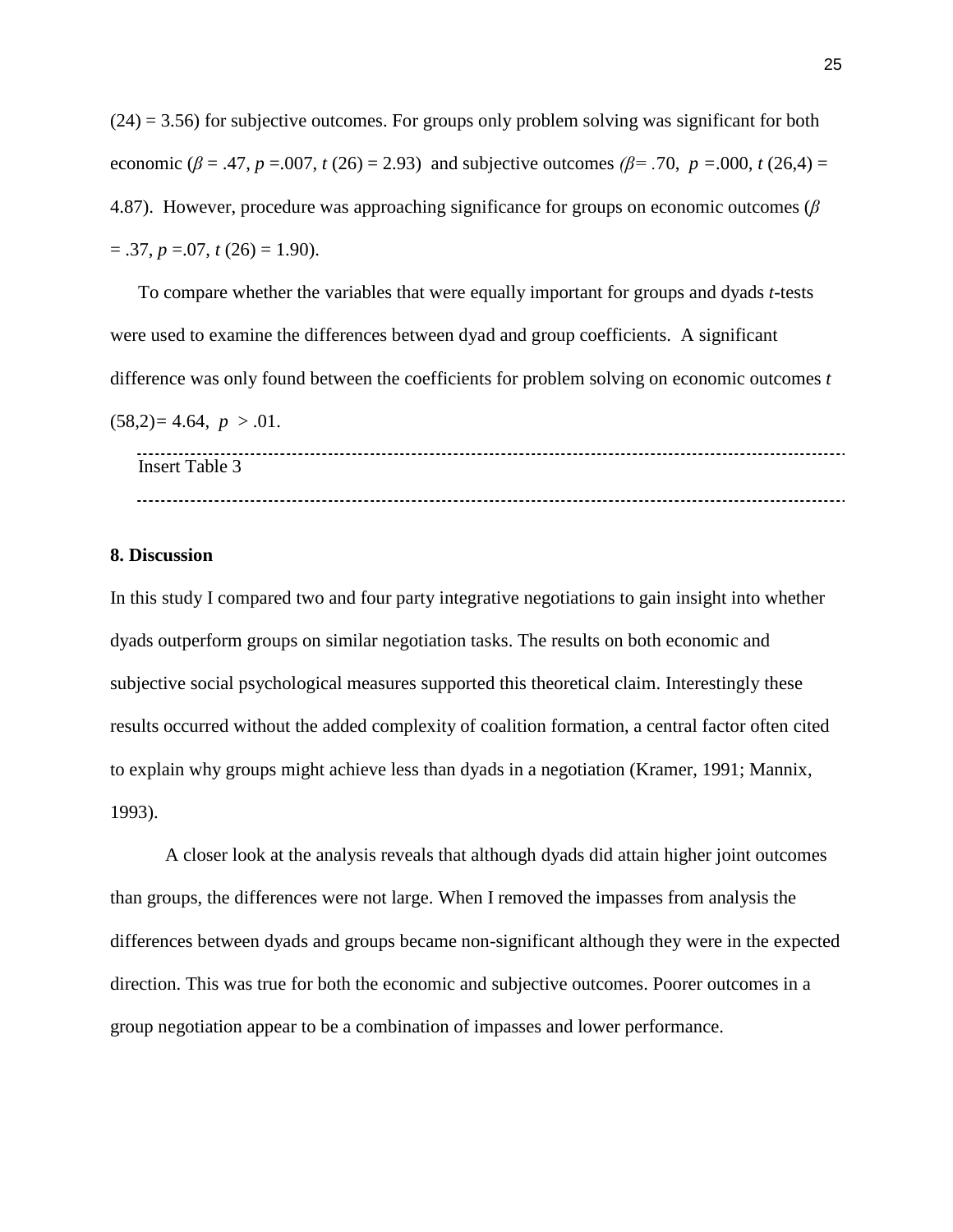(24) = 3.56) for subjective outcomes. For groups only problem solving was significant for both economic ($\beta$ = .47, $p$ =.007, $t$ (26) = 2.93) and subjective outcomes ($\beta$= .70, $p$ =.000, $t$ (26,4) = 4.87). However, procedure was approaching significance for groups on economic outcomes ($\beta$ = .37, $p$ =.07, $t$ (26) = 1.90).

To compare whether the variables that were equally important for groups and dyads $t$-tests were used to examine the differences between dyad and group coefficients. A significant difference was only found between the coefficients for problem solving on economic outcomes $t$ (58,2)= 4.64, $p$ > .01.

---

Insert Table 3

---

## 8. Discussion

In this study I compared two and four party integrative negotiations to gain insight into whether dyads outperform groups on similar negotiation tasks. The results on both economic and subjective social psychological measures supported this theoretical claim. Interestingly these results occurred without the added complexity of coalition formation, a central factor often cited to explain why groups might achieve less than dyads in a negotiation (Kramer, 1991; Mannix, 1993).

A closer look at the analysis reveals that although dyads did attain higher joint outcomes than groups, the differences were not large. When I removed the impasses from analysis the differences between dyads and groups became non-significant although they were in the expected direction. This was true for both the economic and subjective outcomes. Poorer outcomes in a group negotiation appear to be a combination of impasses and lower performance.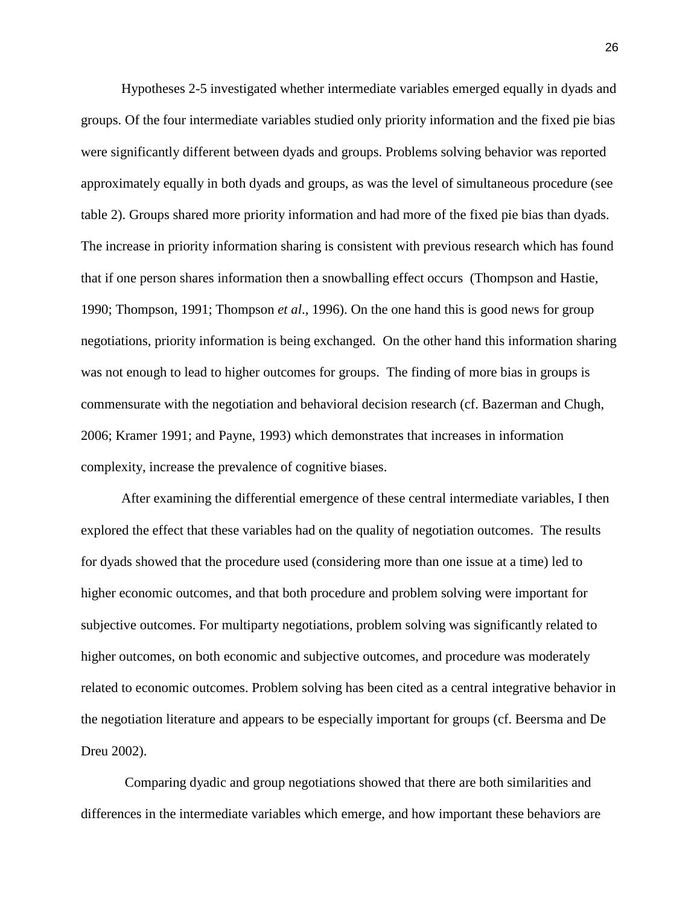Hypotheses 2-5 investigated whether intermediate variables emerged equally in dyads and groups. Of the four intermediate variables studied only priority information and the fixed pie bias were significantly different between dyads and groups. Problems solving behavior was reported approximately equally in both dyads and groups, as was the level of simultaneous procedure (see table 2). Groups shared more priority information and had more of the fixed pie bias than dyads. The increase in priority information sharing is consistent with previous research which has found that if one person shares information then a snowballing effect occurs (Thompson and Hastie, 1990; Thompson, 1991; Thompson *et al*., 1996). On the one hand this is good news for group negotiations, priority information is being exchanged. On the other hand this information sharing was not enough to lead to higher outcomes for groups. The finding of more bias in groups is commensurate with the negotiation and behavioral decision research (cf. Bazerman and Chugh, 2006; Kramer 1991; and Payne, 1993) which demonstrates that increases in information complexity, increase the prevalence of cognitive biases.

After examining the differential emergence of these central intermediate variables, I then explored the effect that these variables had on the quality of negotiation outcomes. The results for dyads showed that the procedure used (considering more than one issue at a time) led to higher economic outcomes, and that both procedure and problem solving were important for subjective outcomes. For multiparty negotiations, problem solving was significantly related to higher outcomes, on both economic and subjective outcomes, and procedure was moderately related to economic outcomes. Problem solving has been cited as a central integrative behavior in the negotiation literature and appears to be especially important for groups (cf. Beersma and De Dreu 2002).

Comparing dyadic and group negotiations showed that there are both similarities and differences in the intermediate variables which emerge, and how important these behaviors are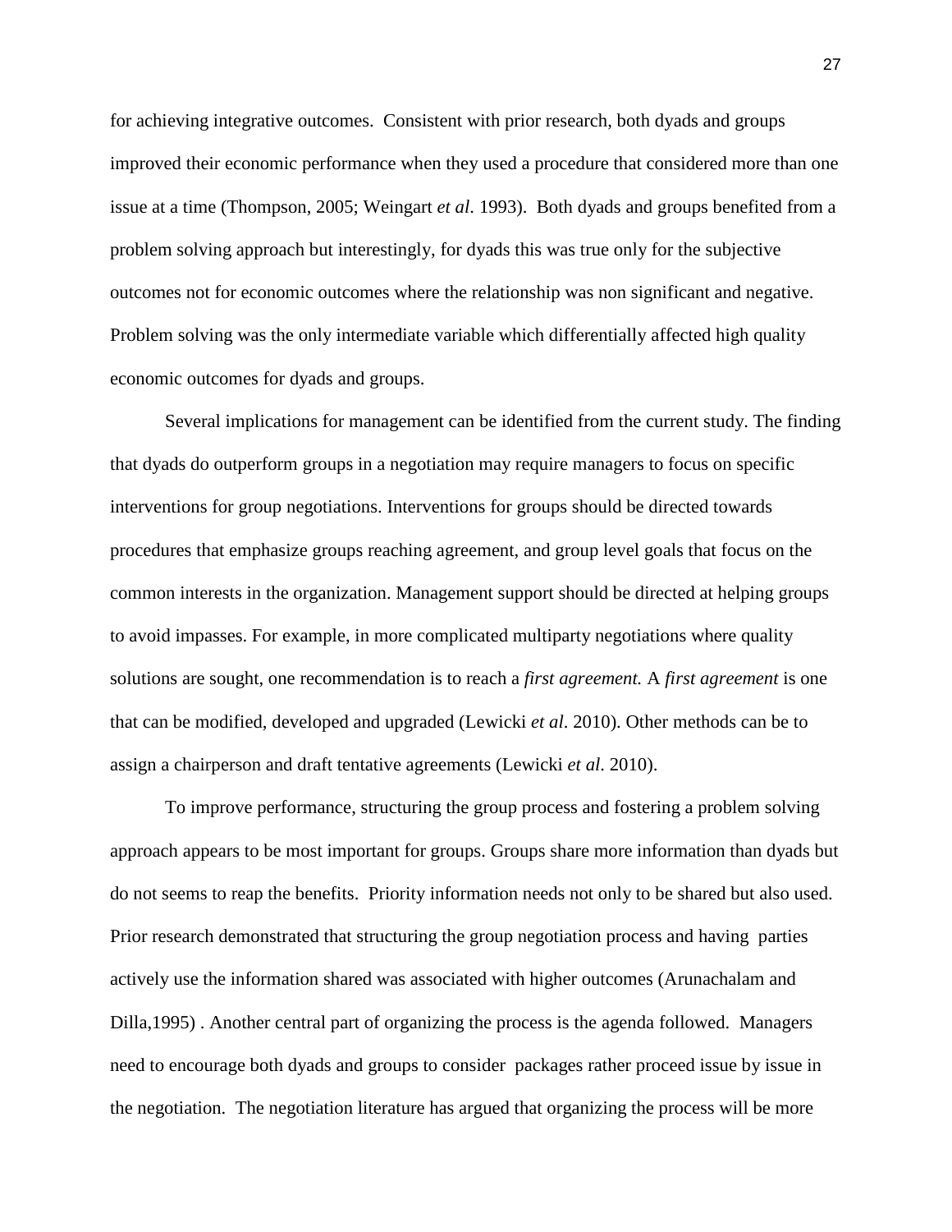for achieving integrative outcomes. Consistent with prior research, both dyads and groups improved their economic performance when they used a procedure that considered more than one issue at a time (Thompson, 2005; Weingart *et al*. 1993). Both dyads and groups benefited from a problem solving approach but interestingly, for dyads this was true only for the subjective outcomes not for economic outcomes where the relationship was non significant and negative. Problem solving was the only intermediate variable which differentially affected high quality economic outcomes for dyads and groups.

Several implications for management can be identified from the current study. The finding that dyads do outperform groups in a negotiation may require managers to focus on specific interventions for group negotiations. Interventions for groups should be directed towards procedures that emphasize groups reaching agreement, and group level goals that focus on the common interests in the organization. Management support should be directed at helping groups to avoid impasses. For example, in more complicated multiparty negotiations where quality solutions are sought, one recommendation is to reach a *first agreement.* A *first agreement* is one that can be modified, developed and upgraded (Lewicki *et al*. 2010). Other methods can be to assign a chairperson and draft tentative agreements (Lewicki *et al*. 2010).

To improve performance, structuring the group process and fostering a problem solving approach appears to be most important for groups. Groups share more information than dyads but do not seems to reap the benefits. Priority information needs not only to be shared but also used. Prior research demonstrated that structuring the group negotiation process and having parties actively use the information shared was associated with higher outcomes (Arunachalam and Dilla,1995) . Another central part of organizing the process is the agenda followed. Managers need to encourage both dyads and groups to consider packages rather proceed issue by issue in the negotiation. The negotiation literature has argued that organizing the process will be more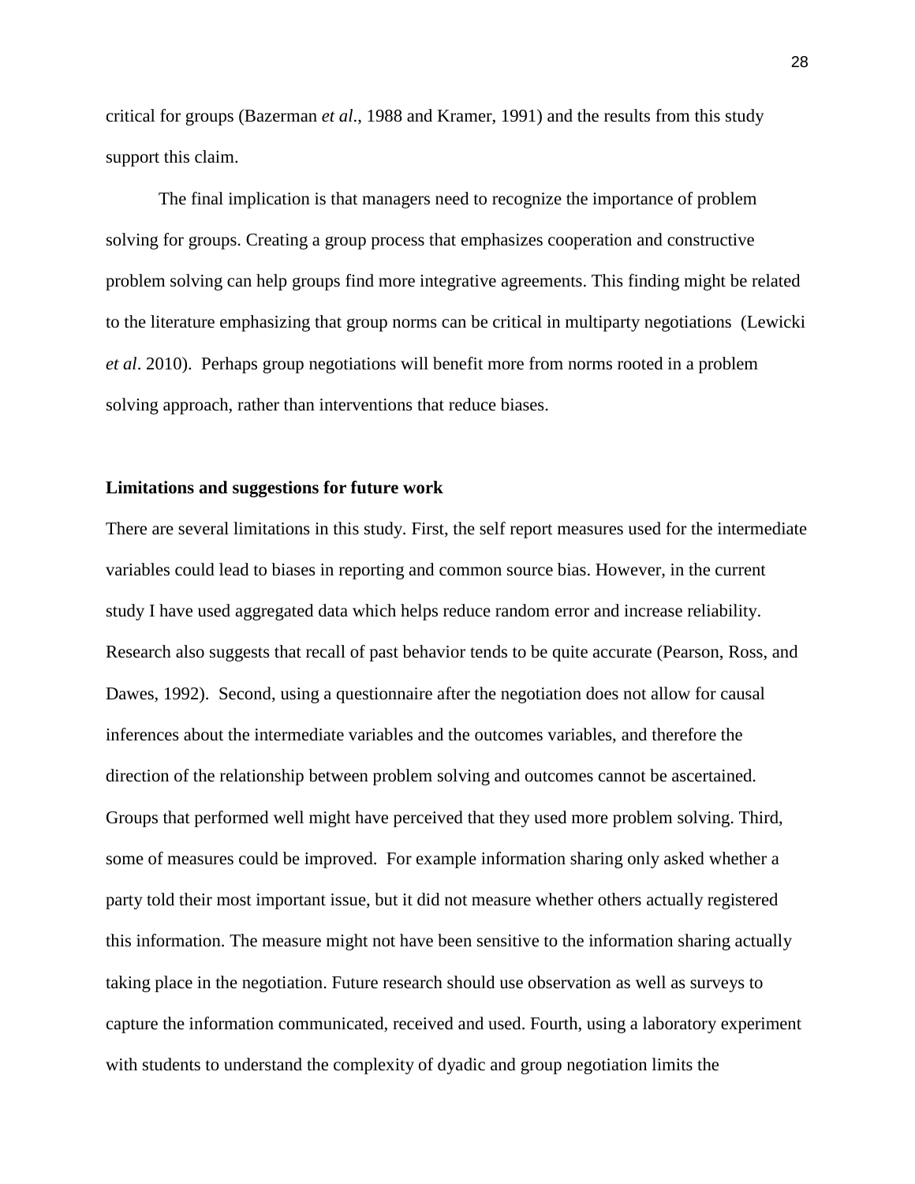critical for groups (Bazerman *et al*., 1988 and Kramer, 1991) and the results from this study support this claim.

The final implication is that managers need to recognize the importance of problem solving for groups. Creating a group process that emphasizes cooperation and constructive problem solving can help groups find more integrative agreements. This finding might be related to the literature emphasizing that group norms can be critical in multiparty negotiations (Lewicki *et al*. 2010). Perhaps group negotiations will benefit more from norms rooted in a problem solving approach, rather than interventions that reduce biases.

**Limitations and suggestions for future work**

There are several limitations in this study. First, the self report measures used for the intermediate variables could lead to biases in reporting and common source bias. However, in the current study I have used aggregated data which helps reduce random error and increase reliability. Research also suggests that recall of past behavior tends to be quite accurate (Pearson, Ross, and Dawes, 1992). Second, using a questionnaire after the negotiation does not allow for causal inferences about the intermediate variables and the outcomes variables, and therefore the direction of the relationship between problem solving and outcomes cannot be ascertained. Groups that performed well might have perceived that they used more problem solving. Third, some of measures could be improved. For example information sharing only asked whether a party told their most important issue, but it did not measure whether others actually registered this information. The measure might not have been sensitive to the information sharing actually taking place in the negotiation. Future research should use observation as well as surveys to capture the information communicated, received and used. Fourth, using a laboratory experiment with students to understand the complexity of dyadic and group negotiation limits the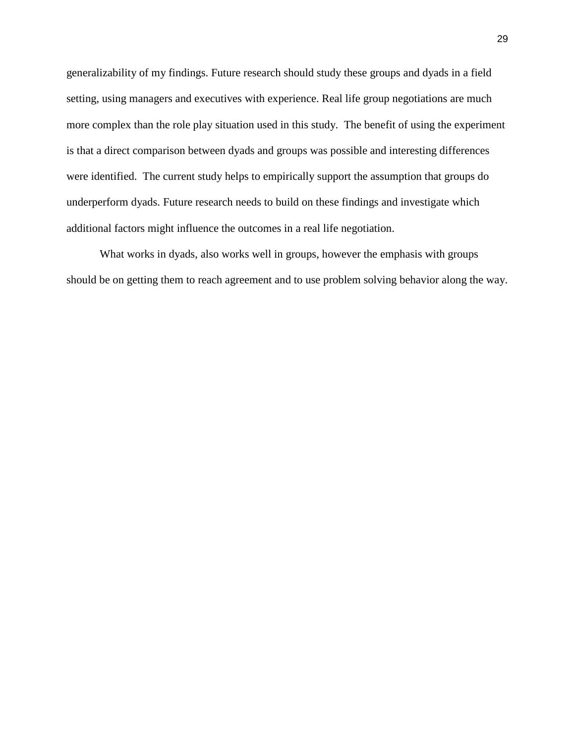generalizability of my findings. Future research should study these groups and dyads in a field setting, using managers and executives with experience. Real life group negotiations are much more complex than the role play situation used in this study. The benefit of using the experiment is that a direct comparison between dyads and groups was possible and interesting differences were identified. The current study helps to empirically support the assumption that groups do underperform dyads. Future research needs to build on these findings and investigate which additional factors might influence the outcomes in a real life negotiation.

What works in dyads, also works well in groups, however the emphasis with groups should be on getting them to reach agreement and to use problem solving behavior along the way.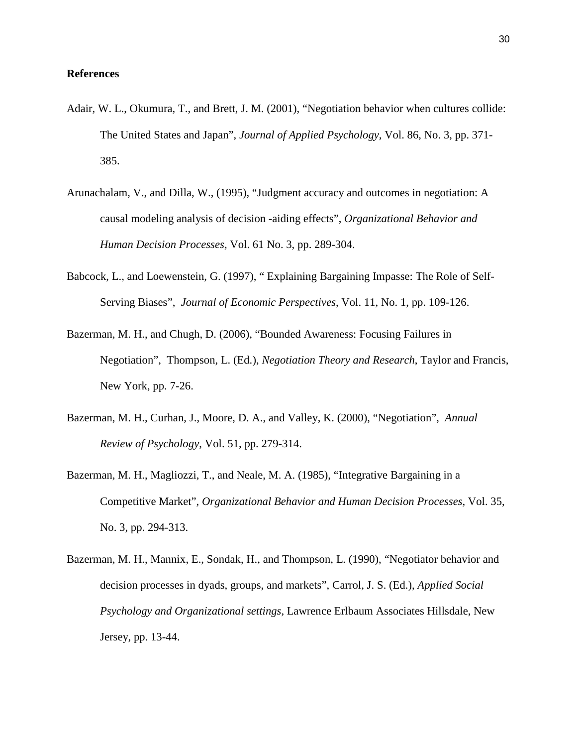**References**

Adair, W. L., Okumura, T., and Brett, J. M. (2001), "Negotiation behavior when cultures collide: The United States and Japan", *Journal of Applied Psychology*, Vol. 86, No. 3, pp. 371-385.

Arunachalam, V., and Dilla, W., (1995), "Judgment accuracy and outcomes in negotiation: A causal modeling analysis of decision -aiding effects", *Organizational Behavior and Human Decision Processes*, Vol. 61 No. 3, pp. 289-304.

Babcock, L., and Loewenstein, G. (1997), " Explaining Bargaining Impasse: The Role of Self-Serving Biases", *Journal of Economic Perspectives*, Vol. 11, No. 1, pp. 109-126.

Bazerman, M. H., and Chugh, D. (2006), "Bounded Awareness: Focusing Failures in Negotiation", Thompson, L. (Ed.), *Negotiation Theory and Research*, Taylor and Francis, New York, pp. 7-26.

Bazerman, M. H., Curhan, J., Moore, D. A., and Valley, K. (2000), "Negotiation", *Annual Review of Psychology*, Vol. 51, pp. 279-314.

Bazerman, M. H., Magliozzi, T., and Neale, M. A. (1985), "Integrative Bargaining in a Competitive Market", *Organizational Behavior and Human Decision Processes*, Vol. 35, No. 3, pp. 294-313.

Bazerman, M. H., Mannix, E., Sondak, H., and Thompson, L. (1990), "Negotiator behavior and decision processes in dyads, groups, and markets", Carrol, J. S. (Ed.), *Applied Social Psychology and Organizational settings*, Lawrence Erlbaum Associates Hillsdale, New Jersey, pp. 13-44.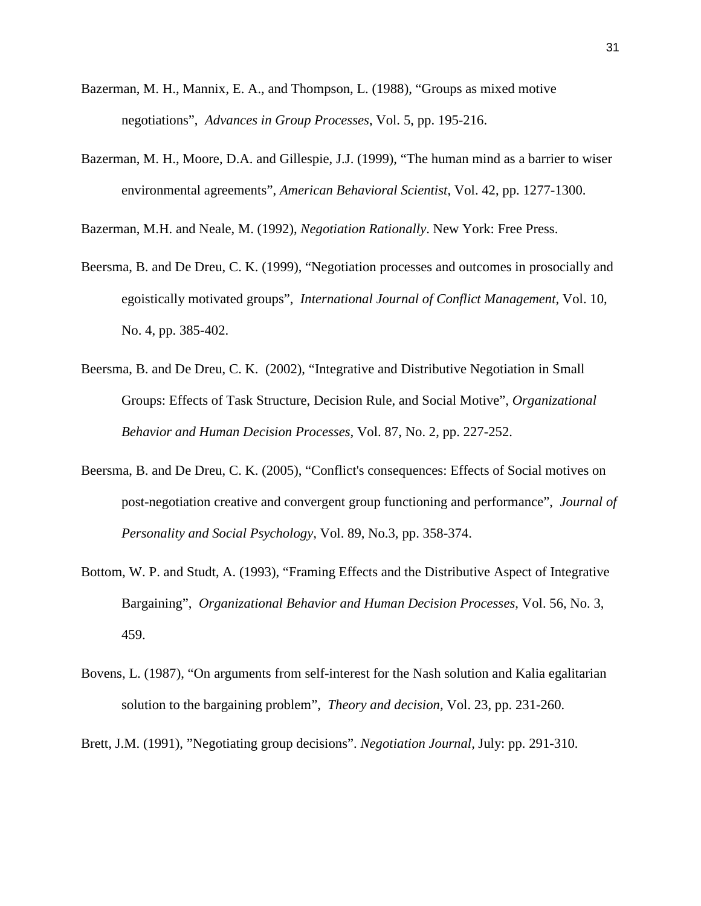Bazerman, M. H., Mannix, E. A., and Thompson, L. (1988), “Groups as mixed motive negotiations”, *Advances in Group Processes*, Vol. 5, pp. 195-216.

Bazerman, M. H., Moore, D.A. and Gillespie, J.J. (1999), “The human mind as a barrier to wiser environmental agreements”, *American Behavioral Scientist*, Vol. 42, pp. 1277-1300.

Bazerman, M.H. and Neale, M. (1992), *Negotiation Rationally*. New York: Free Press.

Beersma, B. and De Dreu, C. K. (1999), “Negotiation processes and outcomes in prosocially and egoistically motivated groups”, *International Journal of Conflict Management*, Vol. 10, No. 4, pp. 385-402.

Beersma, B. and De Dreu, C. K. (2002), “Integrative and Distributive Negotiation in Small Groups: Effects of Task Structure, Decision Rule, and Social Motive”, *Organizational Behavior and Human Decision Processes*, Vol. 87, No. 2, pp. 227-252.

Beersma, B. and De Dreu, C. K. (2005), “Conflict's consequences: Effects of Social motives on post-negotiation creative and convergent group functioning and performance”, *Journal of Personality and Social Psychology*, Vol. 89, No.3, pp. 358-374.

Bottom, W. P. and Studt, A. (1993), “Framing Effects and the Distributive Aspect of Integrative Bargaining”, *Organizational Behavior and Human Decision Processes*, Vol. 56, No. 3, 459.

Bovens, L. (1987), “On arguments from self-interest for the Nash solution and Kalia egalitarian solution to the bargaining problem”, *Theory and decision*, Vol. 23, pp. 231-260.

Brett, J.M. (1991), ”Negotiating group decisions”. *Negotiation Journal*, July: pp. 291-310.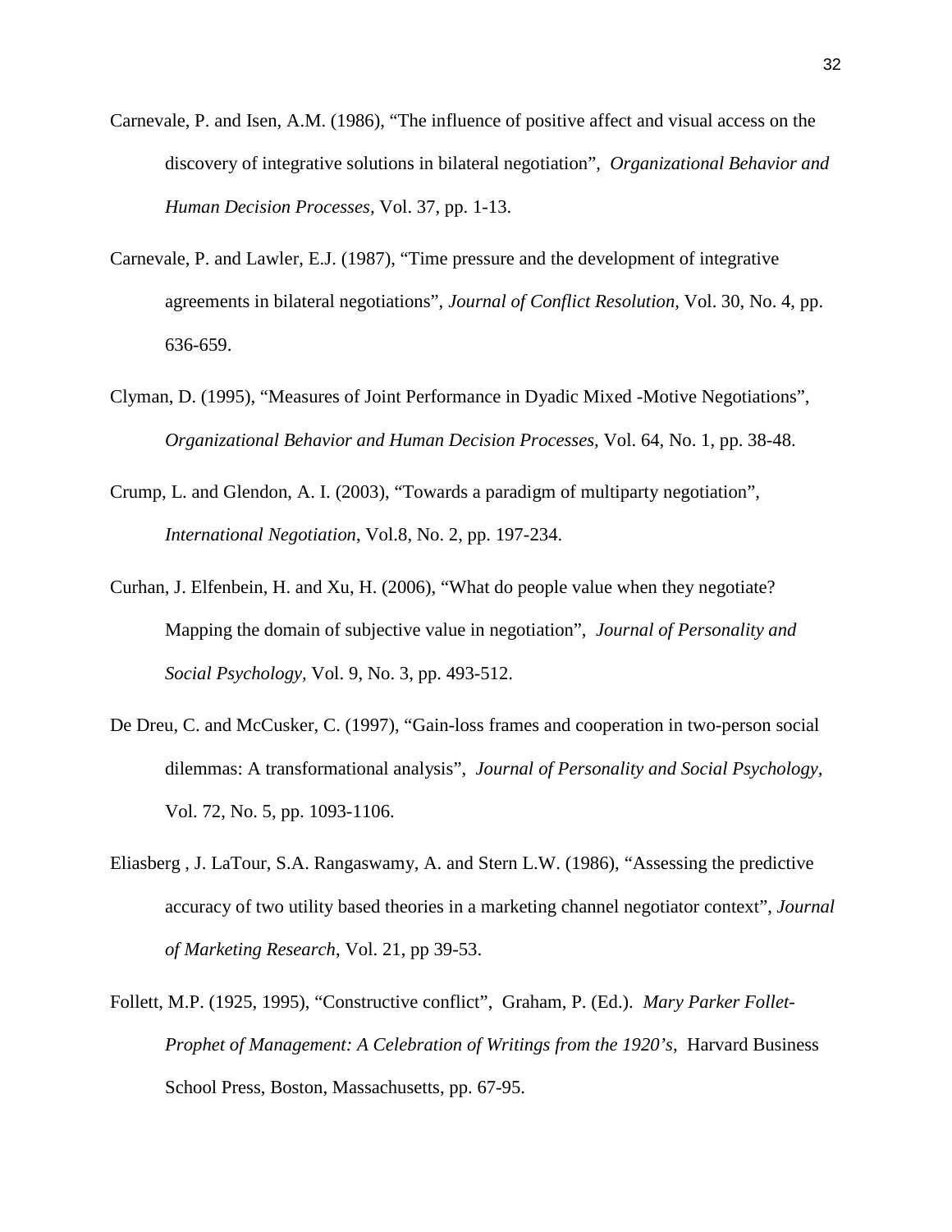Carnevale, P. and Isen, A.M. (1986), “The influence of positive affect and visual access on the discovery of integrative solutions in bilateral negotiation”, *Organizational Behavior and Human Decision Processes,* Vol. 37, pp. 1-13.

Carnevale, P. and Lawler, E.J. (1987), “Time pressure and the development of integrative agreements in bilateral negotiations”, *Journal of Conflict Resolution,* Vol. 30, No. 4, pp. 636-659.

Clyman, D. (1995), “Measures of Joint Performance in Dyadic Mixed -Motive Negotiations”, *Organizational Behavior and Human Decision Processes,* Vol. 64, No. 1, pp. 38-48.

Crump, L. and Glendon, A. I. (2003), “Towards a paradigm of multiparty negotiation”, *International Negotiation,* Vol.8, No. 2, pp. 197-234.

Curhan, J. Elfenbein, H. and Xu, H. (2006), “What do people value when they negotiate? Mapping the domain of subjective value in negotiation”, *Journal of Personality and Social Psychology,* Vol. 9, No. 3, pp. 493-512.

De Dreu, C. and McCusker, C. (1997), “Gain-loss frames and cooperation in two-person social dilemmas: A transformational analysis”, *Journal of Personality and Social Psychology,* Vol. 72, No. 5, pp. 1093-1106.

Eliasberg , J. LaTour, S.A. Rangaswamy, A. and Stern L.W. (1986), “Assessing the predictive accuracy of two utility based theories in a marketing channel negotiator context”, *Journal of Marketing Research*, Vol. 21, pp 39-53.

Follett, M.P. (1925, 1995), “Constructive conflict”, Graham, P. (Ed.). *Mary Parker Follet-Prophet of Management: A Celebration of Writings from the 1920’s*, Harvard Business School Press, Boston, Massachusetts, pp. 67-95.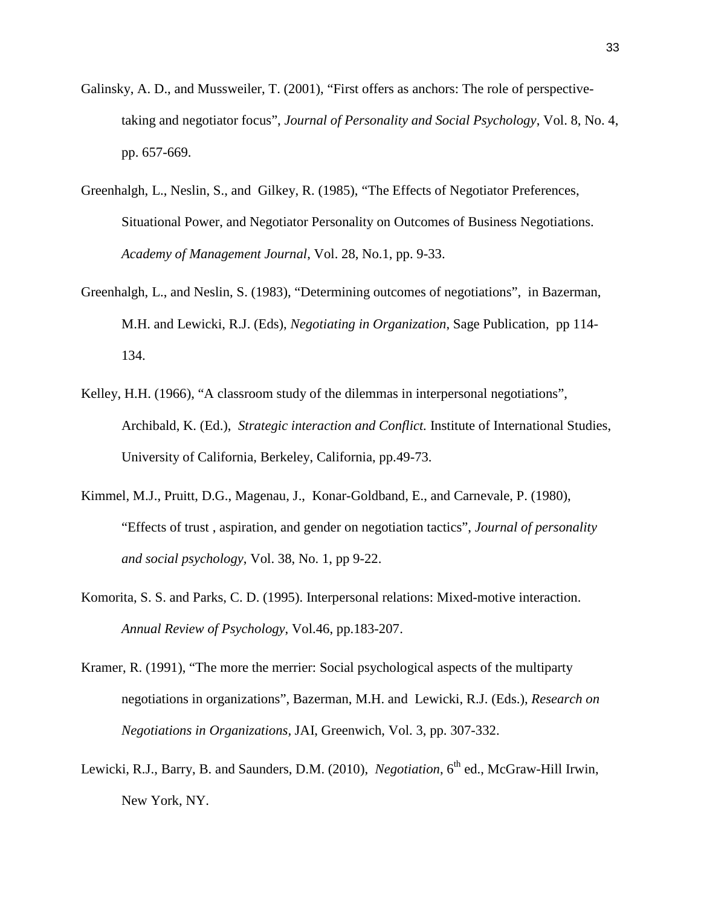Galinsky, A. D., and Mussweiler, T. (2001), "First offers as anchors: The role of perspective-taking and negotiator focus", *Journal of Personality and Social Psychology*, Vol. 8, No. 4, pp. 657-669.

Greenhalgh, L., Neslin, S., and Gilkey, R. (1985), "The Effects of Negotiator Preferences, Situational Power, and Negotiator Personality on Outcomes of Business Negotiations. *Academy of Management Journal*, Vol. 28, No.1, pp. 9-33.

Greenhalgh, L., and Neslin, S. (1983), "Determining outcomes of negotiations", in Bazerman, M.H. and Lewicki, R.J. (Eds), *Negotiating in Organization*, Sage Publication, pp 114-134.

Kelley, H.H. (1966), "A classroom study of the dilemmas in interpersonal negotiations", Archibald, K. (Ed.), *Strategic interaction and Conflict.* Institute of International Studies, University of California, Berkeley, California, pp.49-73.

Kimmel, M.J., Pruitt, D.G., Magenau, J., Konar-Goldband, E., and Carnevale, P. (1980), "Effects of trust , aspiration, and gender on negotiation tactics", *Journal of personality and social psychology*, Vol. 38, No. 1, pp 9-22.

Komorita, S. S. and Parks, C. D. (1995). Interpersonal relations: Mixed-motive interaction. *Annual Review of Psychology*, Vol.46, pp.183-207.

Kramer, R. (1991), "The more the merrier: Social psychological aspects of the multiparty negotiations in organizations", Bazerman, M.H. and Lewicki, R.J. (Eds.), *Research on Negotiations in Organizations*, JAI, Greenwich, Vol. 3, pp. 307-332.

Lewicki, R.J., Barry, B. and Saunders, D.M. (2010), *Negotiation*, 6th ed., McGraw-Hill Irwin, New York, NY.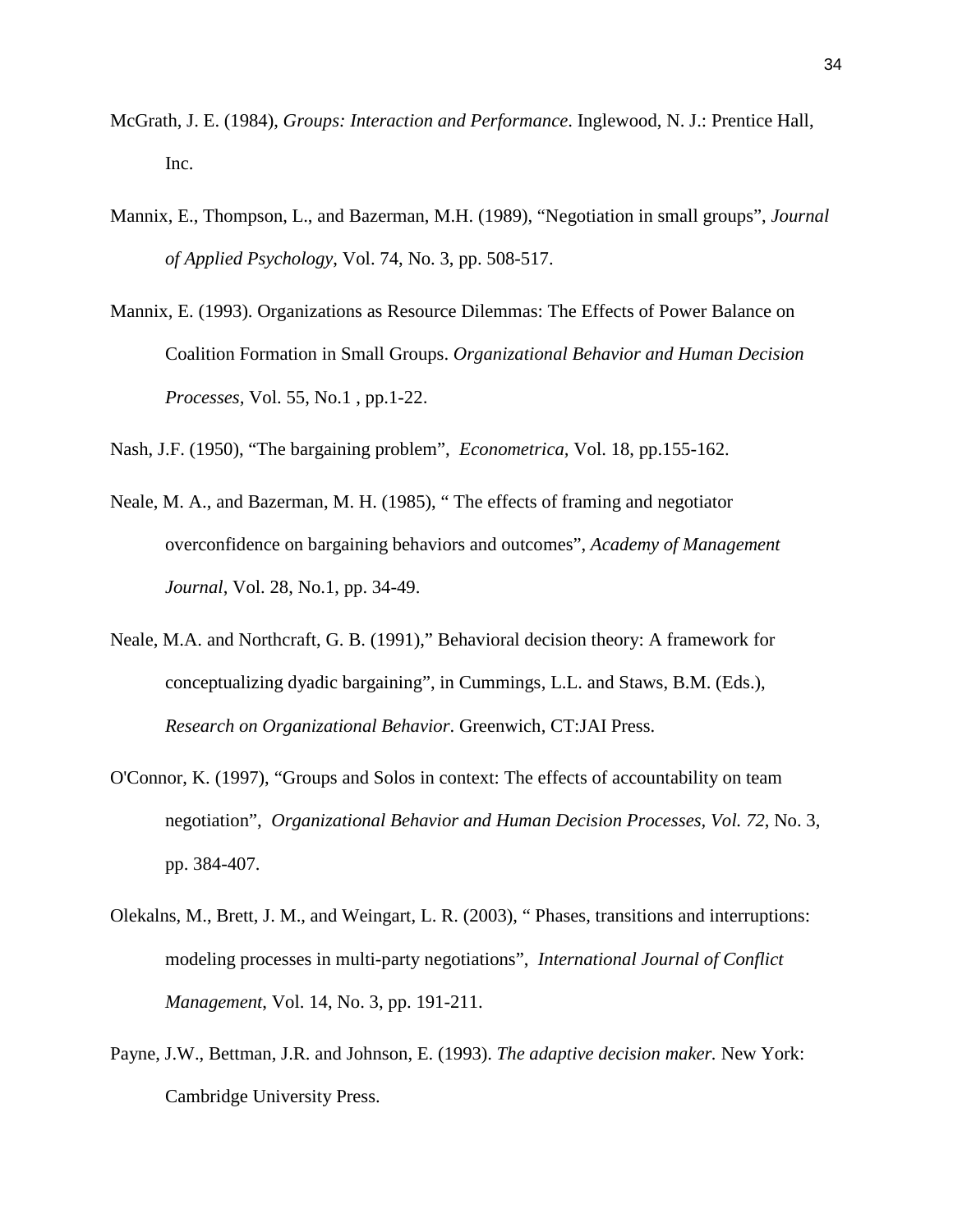McGrath, J. E. (1984), *Groups: Interaction and Performance*. Inglewood, N. J.: Prentice Hall, Inc.

Mannix, E., Thompson, L., and Bazerman, M.H. (1989), "Negotiation in small groups", *Journal of Applied Psychology*, Vol. 74, No. 3, pp. 508-517.

Mannix, E. (1993). Organizations as Resource Dilemmas: The Effects of Power Balance on Coalition Formation in Small Groups. *Organizational Behavior and Human Decision Processes,* Vol. 55, No.1 , pp.1-22.

Nash, J.F. (1950), "The bargaining problem", *Econometrica*, Vol. 18, pp.155-162.

Neale, M. A., and Bazerman, M. H. (1985), " The effects of framing and negotiator overconfidence on bargaining behaviors and outcomes", *Academy of Management Journal*, Vol. 28, No.1, pp. 34-49.

Neale, M.A. and Northcraft, G. B. (1991)," Behavioral decision theory: A framework for conceptualizing dyadic bargaining", in Cummings, L.L. and Staws, B.M. (Eds.), *Research on Organizational Behavior*. Greenwich, CT:JAI Press.

O'Connor, K. (1997), "Groups and Solos in context: The effects of accountability on team negotiation", *Organizational Behavior and Human Decision Processes, Vol. 72*, No. 3, pp. 384-407.

Olekalns, M., Brett, J. M., and Weingart, L. R. (2003), " Phases, transitions and interruptions: modeling processes in multi-party negotiations", *International Journal of Conflict Management*, Vol. 14, No. 3, pp. 191-211.

Payne, J.W., Bettman, J.R. and Johnson, E. (1993). *The adaptive decision maker.* New York: Cambridge University Press.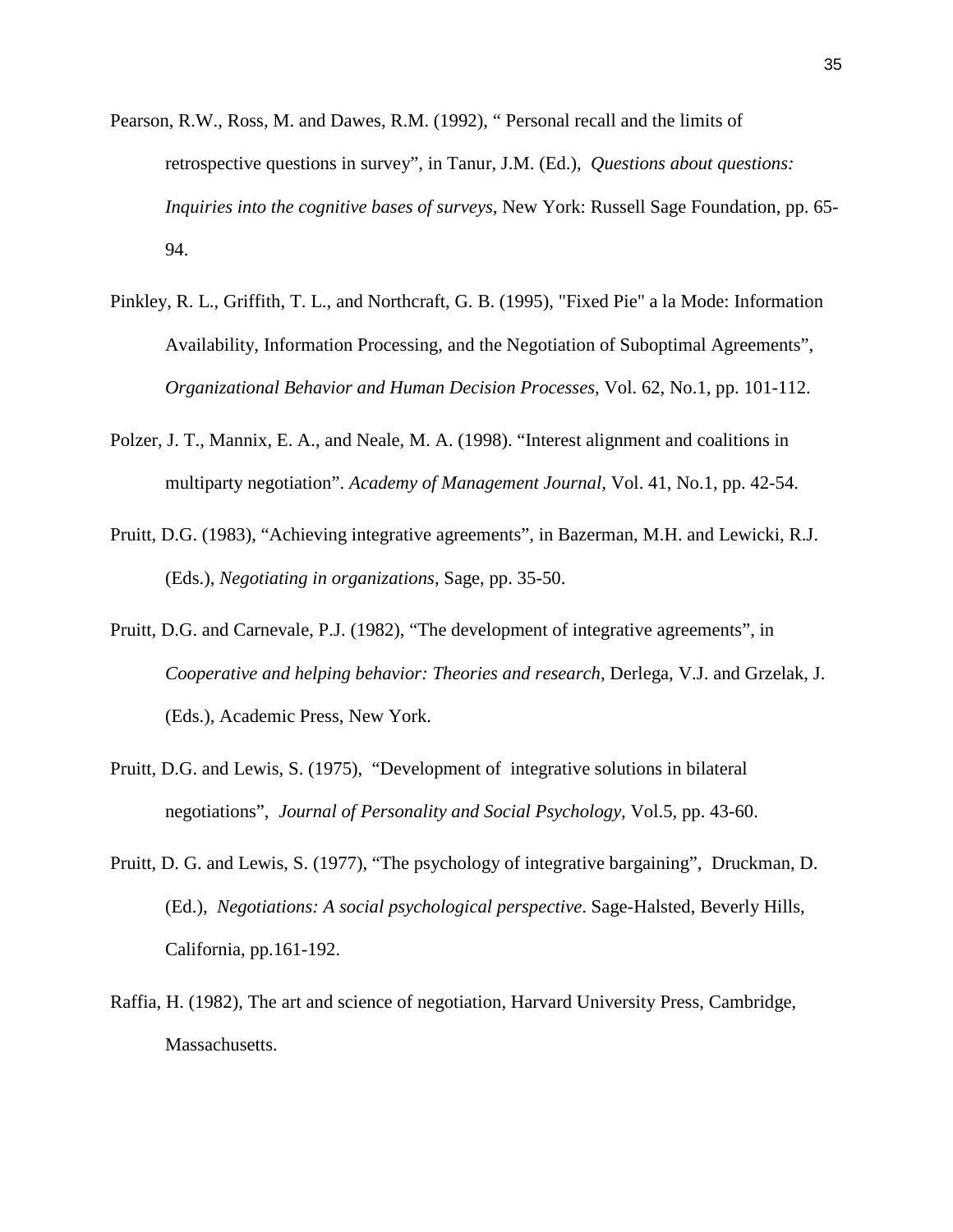Pearson, R.W., Ross, M. and Dawes, R.M. (1992), " Personal recall and the limits of retrospective questions in survey", in Tanur, J.M. (Ed.), *Questions about questions: Inquiries into the cognitive bases of surveys*, New York: Russell Sage Foundation, pp. 65-94.

Pinkley, R. L., Griffith, T. L., and Northcraft, G. B. (1995), "Fixed Pie" a la Mode: Information Availability, Information Processing, and the Negotiation of Suboptimal Agreements", *Organizational Behavior and Human Decision Processes,* Vol. 62, No.1, pp. 101-112.

Polzer, J. T., Mannix, E. A., and Neale, M. A. (1998). "Interest alignment and coalitions in multiparty negotiation". *Academy of Management Journal,* Vol. 41, No.1, pp. 42-54.

Pruitt, D.G. (1983), "Achieving integrative agreements", in Bazerman, M.H. and Lewicki, R.J. (Eds.), *Negotiating in organizations*, Sage, pp. 35-50.

Pruitt, D.G. and Carnevale, P.J. (1982), "The development of integrative agreements", in *Cooperative and helping behavior: Theories and research*, Derlega, V.J. and Grzelak, J. (Eds.), Academic Press, New York.

Pruitt, D.G. and Lewis, S. (1975), "Development of integrative solutions in bilateral negotiations", *Journal of Personality and Social Psychology,* Vol.5, pp. 43-60.

Pruitt, D. G. and Lewis, S. (1977), "The psychology of integrative bargaining", Druckman, D. (Ed.), *Negotiations: A social psychological perspective*. Sage-Halsted, Beverly Hills, California, pp.161-192.

Raffia, H. (1982), The art and science of negotiation, Harvard University Press, Cambridge, Massachusetts.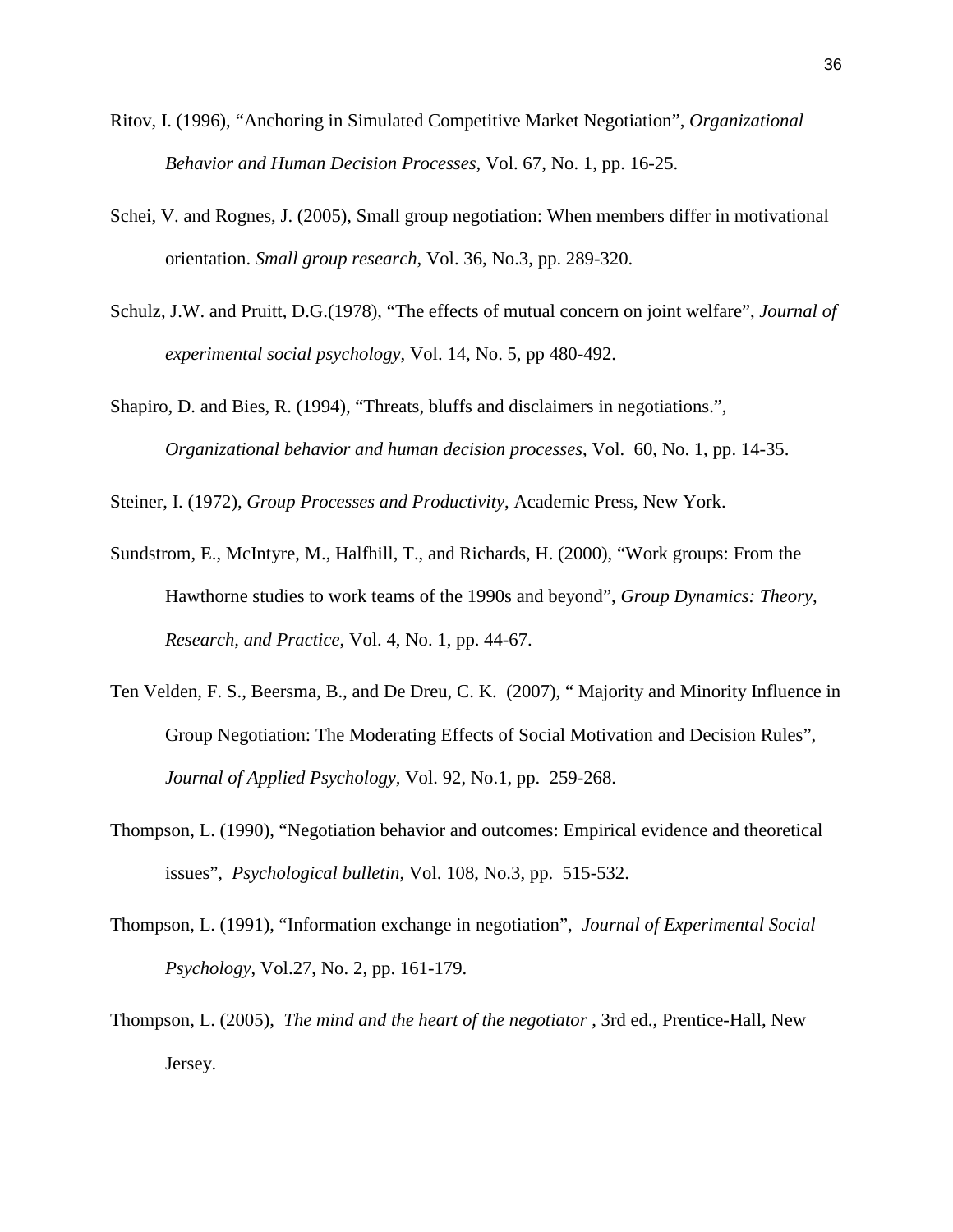Ritov, I. (1996), “Anchoring in Simulated Competitive Market Negotiation”, *Organizational Behavior and Human Decision Processes*, Vol. 67, No. 1, pp. 16-25.

Schei, V. and Rognes, J. (2005), Small group negotiation: When members differ in motivational orientation. *Small group research*, Vol. 36, No.3, pp. 289-320.

Schulz, J.W. and Pruitt, D.G.(1978), “The effects of mutual concern on joint welfare”, *Journal of experimental social psychology*, Vol. 14, No. 5, pp 480-492.

Shapiro, D. and Bies, R. (1994), “Threats, bluffs and disclaimers in negotiations.”, *Organizational behavior and human decision processes*, Vol. 60, No. 1, pp. 14-35.

Steiner, I. (1972), *Group Processes and Productivity*, Academic Press, New York.

Sundstrom, E., McIntyre, M., Halfhill, T., and Richards, H. (2000), “Work groups: From the Hawthorne studies to work teams of the 1990s and beyond”, *Group Dynamics: Theory, Research, and Practice*, Vol. 4, No. 1, pp. 44-67.

Ten Velden, F. S., Beersma, B., and De Dreu, C. K. (2007), “ Majority and Minority Influence in Group Negotiation: The Moderating Effects of Social Motivation and Decision Rules”, *Journal of Applied Psychology,* Vol. 92, No.1, pp. 259-268.

Thompson, L. (1990), “Negotiation behavior and outcomes: Empirical evidence and theoretical issues”, *Psychological bulletin*, Vol. 108, No.3, pp. 515-532.

Thompson, L. (1991), “Information exchange in negotiation”, *Journal of Experimental Social Psychology*, Vol.27, No. 2, pp. 161-179.

Thompson, L. (2005), *The mind and the heart of the negotiator* , 3rd ed., Prentice-Hall, New Jersey.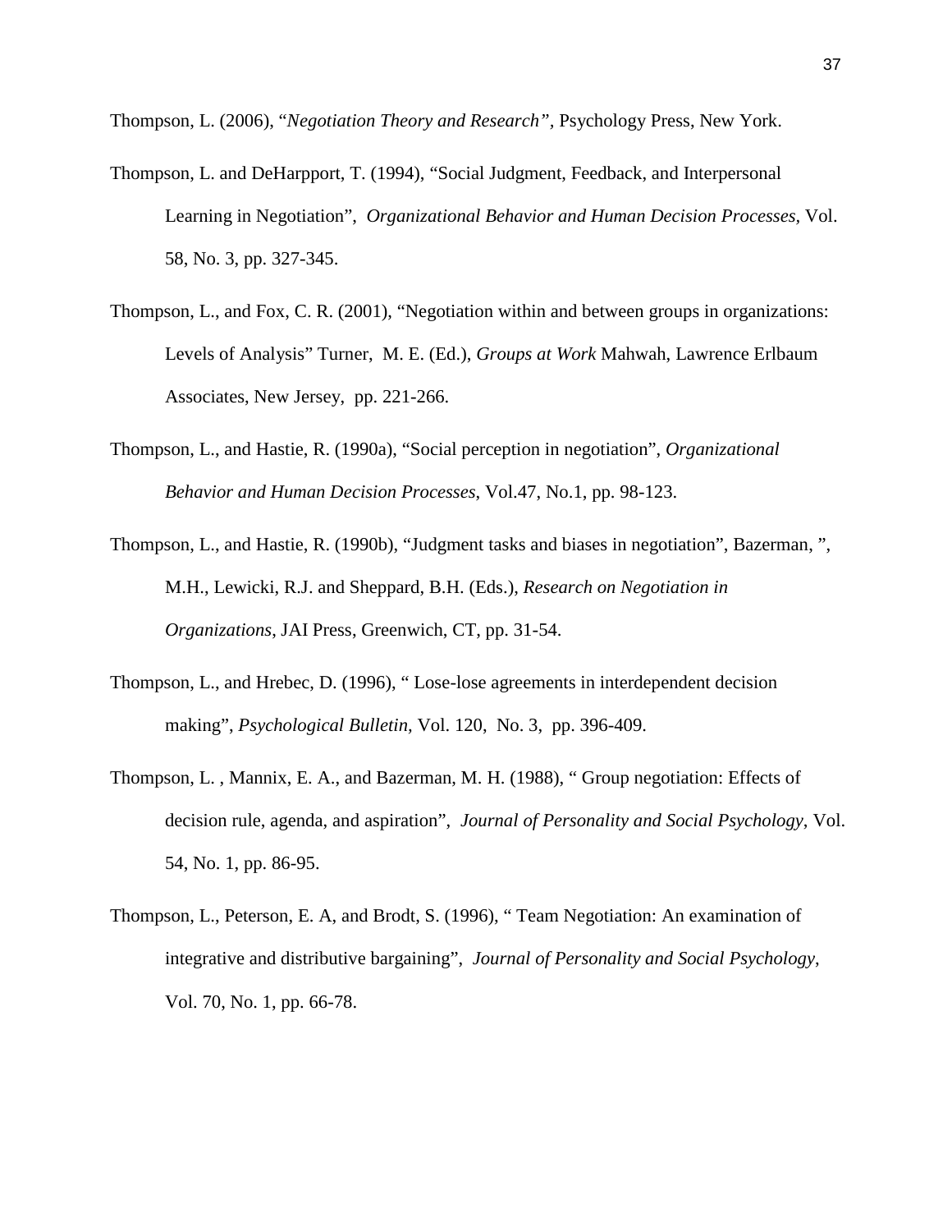Thompson, L. (2006), "*Negotiation Theory and Research",* Psychology Press, New York.

Thompson, L. and DeHarpport, T. (1994), "Social Judgment, Feedback, and Interpersonal Learning in Negotiation", *Organizational Behavior and Human Decision Processes*, Vol. 58, No. 3, pp. 327-345.

Thompson, L., and Fox, C. R. (2001), "Negotiation within and between groups in organizations: Levels of Analysis" Turner, M. E. (Ed.), *Groups at Work* Mahwah, Lawrence Erlbaum Associates, New Jersey, pp. 221-266.

Thompson, L., and Hastie, R. (1990a), "Social perception in negotiation", *Organizational Behavior and Human Decision Processes*, Vol.47, No.1, pp. 98-123.

Thompson, L., and Hastie, R. (1990b), "Judgment tasks and biases in negotiation", Bazerman, ", M.H., Lewicki, R.J. and Sheppard, B.H. (Eds.), *Research on Negotiation in Organizations*, JAI Press, Greenwich, CT, pp. 31-54.

Thompson, L., and Hrebec, D. (1996), " Lose-lose agreements in interdependent decision making", *Psychological Bulletin*, Vol. 120, No. 3, pp. 396-409.

Thompson, L. , Mannix, E. A., and Bazerman, M. H. (1988), " Group negotiation: Effects of decision rule, agenda, and aspiration", *Journal of Personality and Social Psychology*, Vol. 54, No. 1, pp. 86-95.

Thompson, L., Peterson, E. A, and Brodt, S. (1996), " Team Negotiation: An examination of integrative and distributive bargaining", *Journal of Personality and Social Psychology*, Vol. 70, No. 1, pp. 66-78.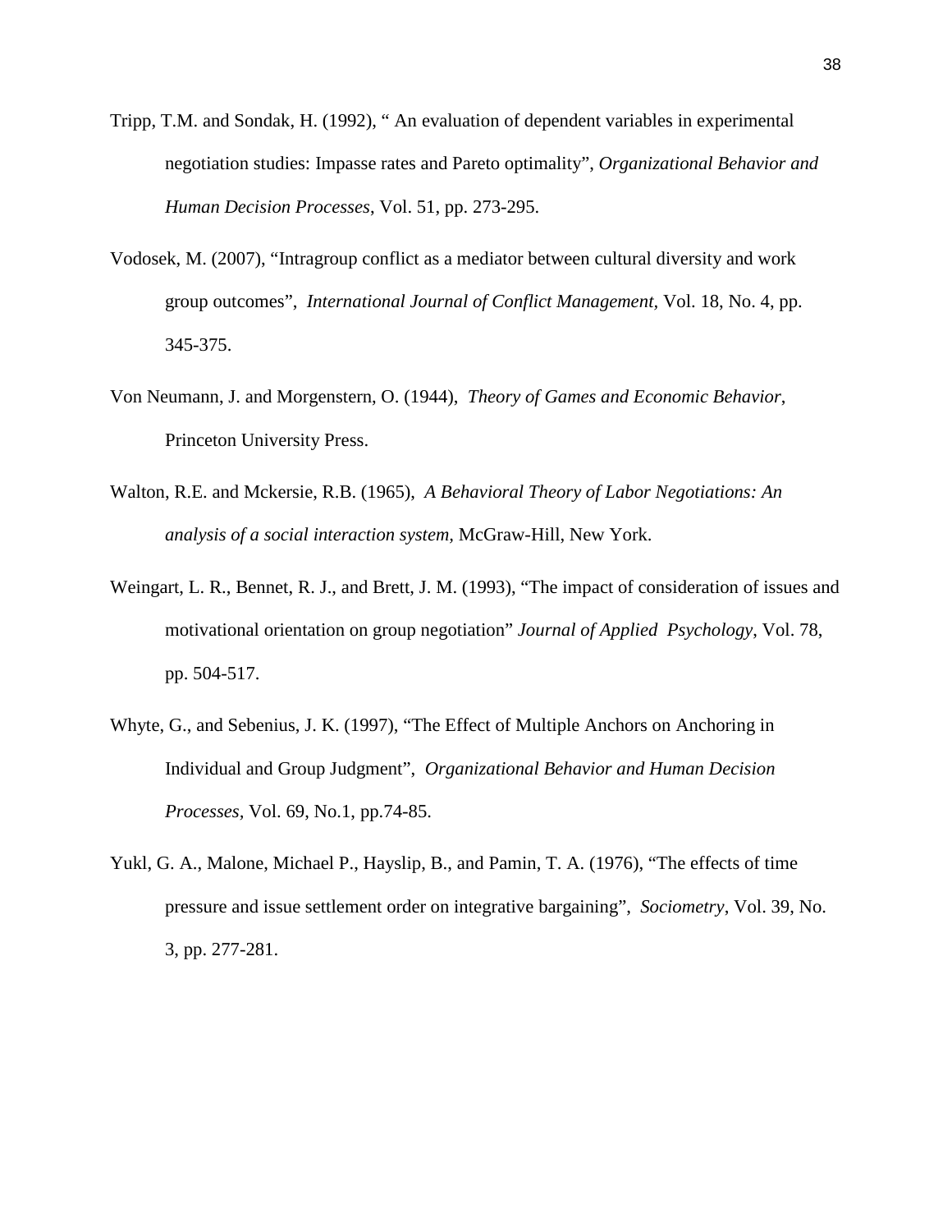Tripp, T.M. and Sondak, H. (1992), " An evaluation of dependent variables in experimental negotiation studies: Impasse rates and Pareto optimality", *Organizational Behavior and Human Decision Processes*, Vol. 51, pp. 273-295.

Vodosek, M. (2007), "Intragroup conflict as a mediator between cultural diversity and work group outcomes", *International Journal of Conflict Management*, Vol. 18, No. 4, pp. 345-375.

Von Neumann, J. and Morgenstern, O. (1944), *Theory of Games and Economic Behavior*, Princeton University Press.

Walton, R.E. and Mckersie, R.B. (1965), *A Behavioral Theory of Labor Negotiations: An analysis of a social interaction system*, McGraw-Hill, New York.

Weingart, L. R., Bennet, R. J., and Brett, J. M. (1993), "The impact of consideration of issues and motivational orientation on group negotiation" *Journal of Applied Psychology*, Vol. 78, pp. 504-517.

Whyte, G., and Sebenius, J. K. (1997), "The Effect of Multiple Anchors on Anchoring in Individual and Group Judgment", *Organizational Behavior and Human Decision Processes*, Vol. 69, No.1, pp.74-85.

Yukl, G. A., Malone, Michael P., Hayslip, B., and Pamin, T. A. (1976), "The effects of time pressure and issue settlement order on integrative bargaining", *Sociometry*, Vol. 39, No. 3, pp. 277-281.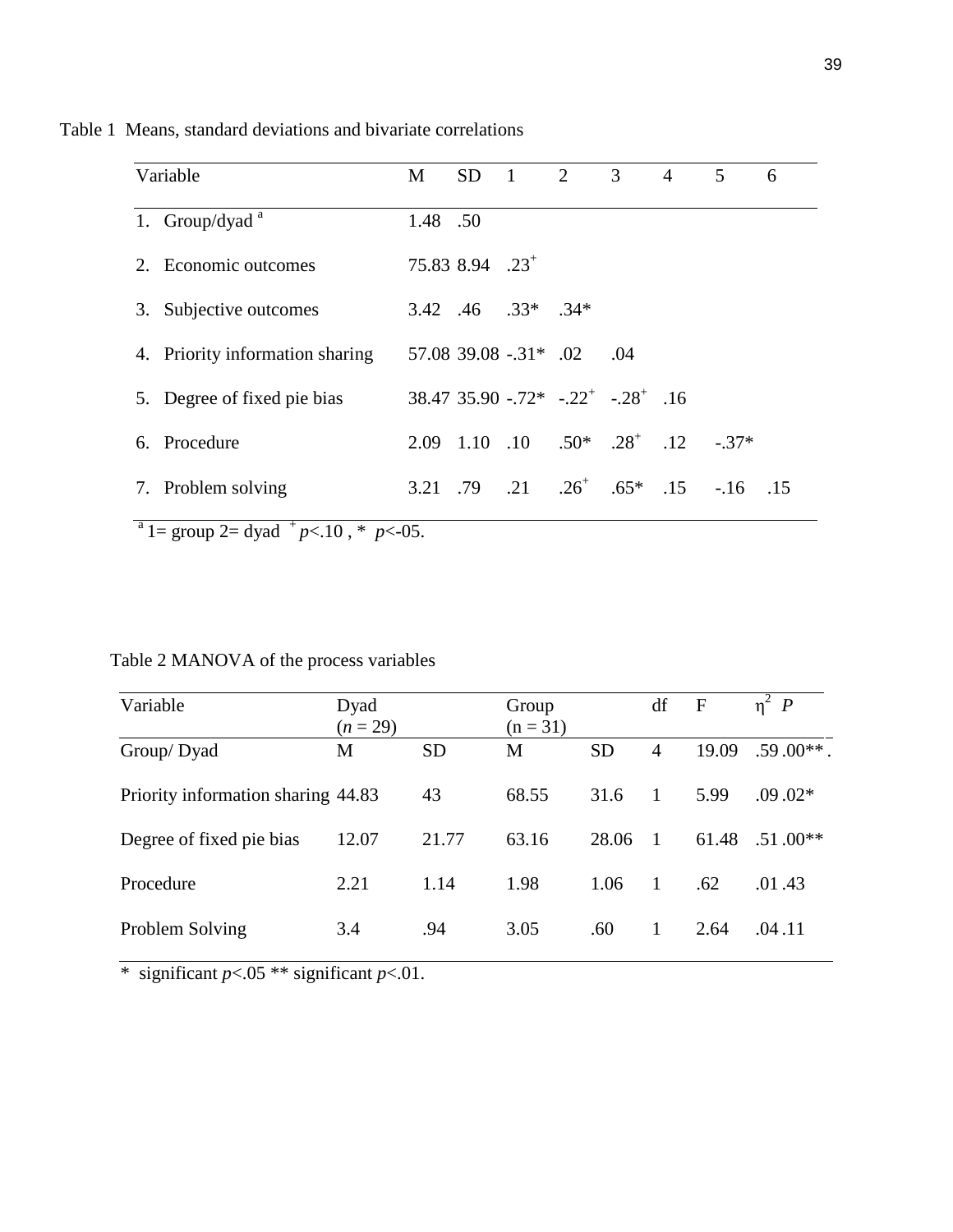Table 1 Means, standard deviations and bivariate correlations

| Variable | M | SD | 1 | 2 | 3 | 4 | 5 | 6 |
|---|---|---|---|---|---|---|---|---|
| 1. Group/dyad [a] | 1.48 | .50 | | | | | | |
| 2. Economic outcomes | 75.83 | 8.94 | .23+ | | | | | |
| 3. Subjective outcomes | 3.42 | .46 | .33* | .34* | | | | |
| 4. Priority information sharing | 57.08 | 39.08 | -.31* | .02 | .04 | | | |
| 5. Degree of fixed pie bias | 38.47 | 35.90 | -.72* | -.22+ | -.28+ | .16 | | |
| 6. Procedure | 2.09 | 1.10 | .10 | .50* | .28+ | .12 | -.37* | |
| 7. Problem solving | 3.21 | .79 | .21 | .26+ | .65* | .15 | -.16 | .15 |

[a] 1= group 2= dyad + $p$<.10 , * $p$<-05.

Table 2 MANOVA of the process variables

| Variable | Dyad ($n$ = 29) | | Group (n = 31) | | df | F | $\eta^2$ | $P$ |
|---|---|---|---|---|---|---|---|---|
| Group/ Dyad | M | SD | M | SD | 4 | 19.09 | .59 | .00** |
| Priority information sharing | 44.83 | 43 | 68.55 | 31.6 | 1 | 5.99 | .09 | .02* |
| Degree of fixed pie bias | 12.07 | 21.77 | 63.16 | 28.06 | 1 | 61.48 | .51 | .00** |
| Procedure | 2.21 | 1.14 | 1.98 | 1.06 | 1 | .62 | .01 | .43 |
| Problem Solving | 3.4 | .94 | 3.05 | .60 | 1 | 2.64 | .04 | .11 |

* significant $p$<.05 ** significant $p$<.01.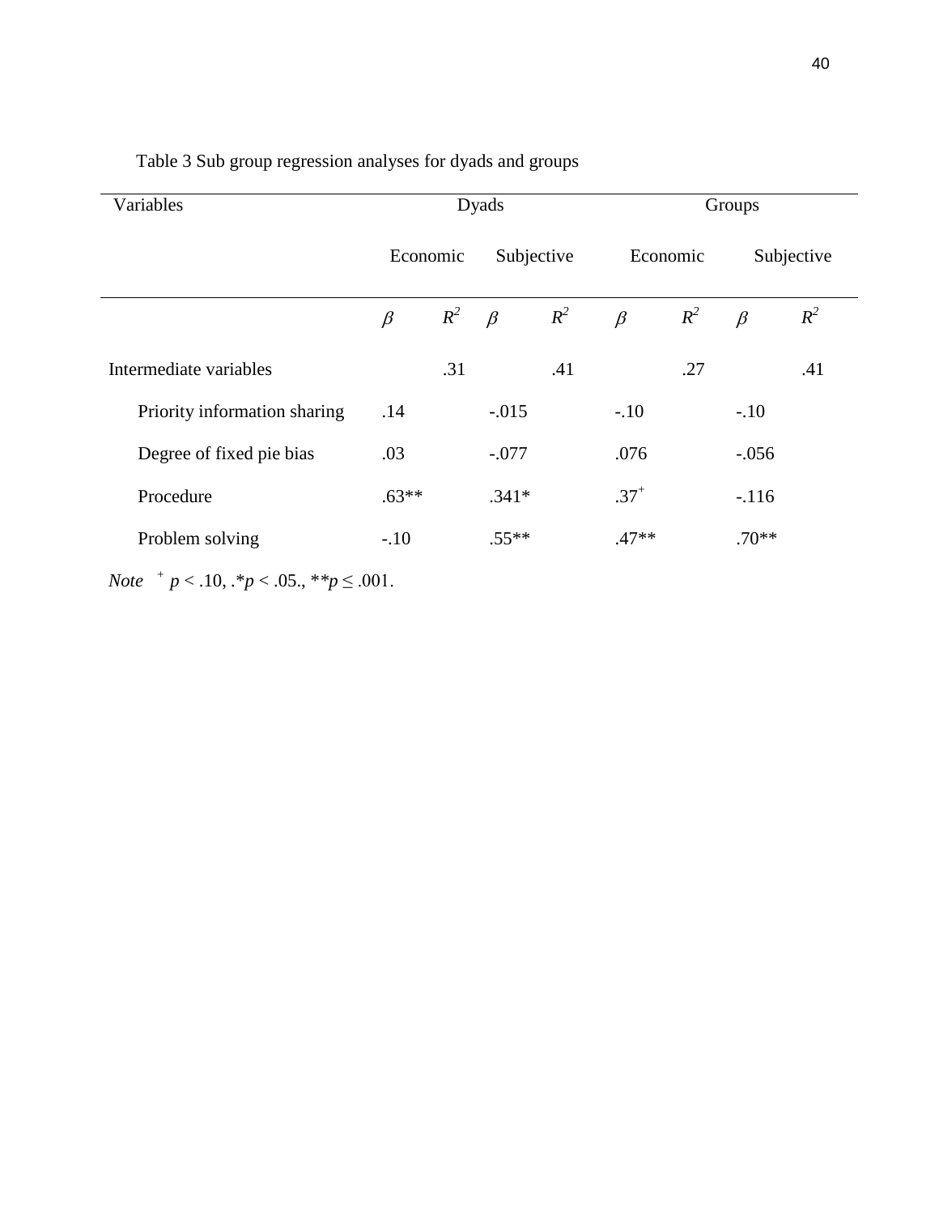Table 3 Sub group regression analyses for dyads and groups

| Variables | Dyads | | | | Groups | | | |
|---|---|---|---|---|---|---|---|---|
| | Economic | | Subjective | | Economic | | Subjective | |
| | $\beta$ | $R^2$ | $\beta$ | $R^2$ | $\beta$ | $R^2$ | $\beta$ | $R^2$ |
| Intermediate variables | | .31 | | .41 | | .27 | | .41 |
| Priority information sharing | .14 | | -.015 | | -.10 | | -.10 | |
| Degree of fixed pie bias | .03 | | -.077 | | .076 | | -.056 | |
| Procedure | .63** | | .341* | | $.37^{+}$ | | -.116 | |
| Problem solving | -.10 | | .55** | | .47** | | .70** | |

*Note* $^{+}$ $p < .10$, .*$p < .05$., **$p \leq .001$.